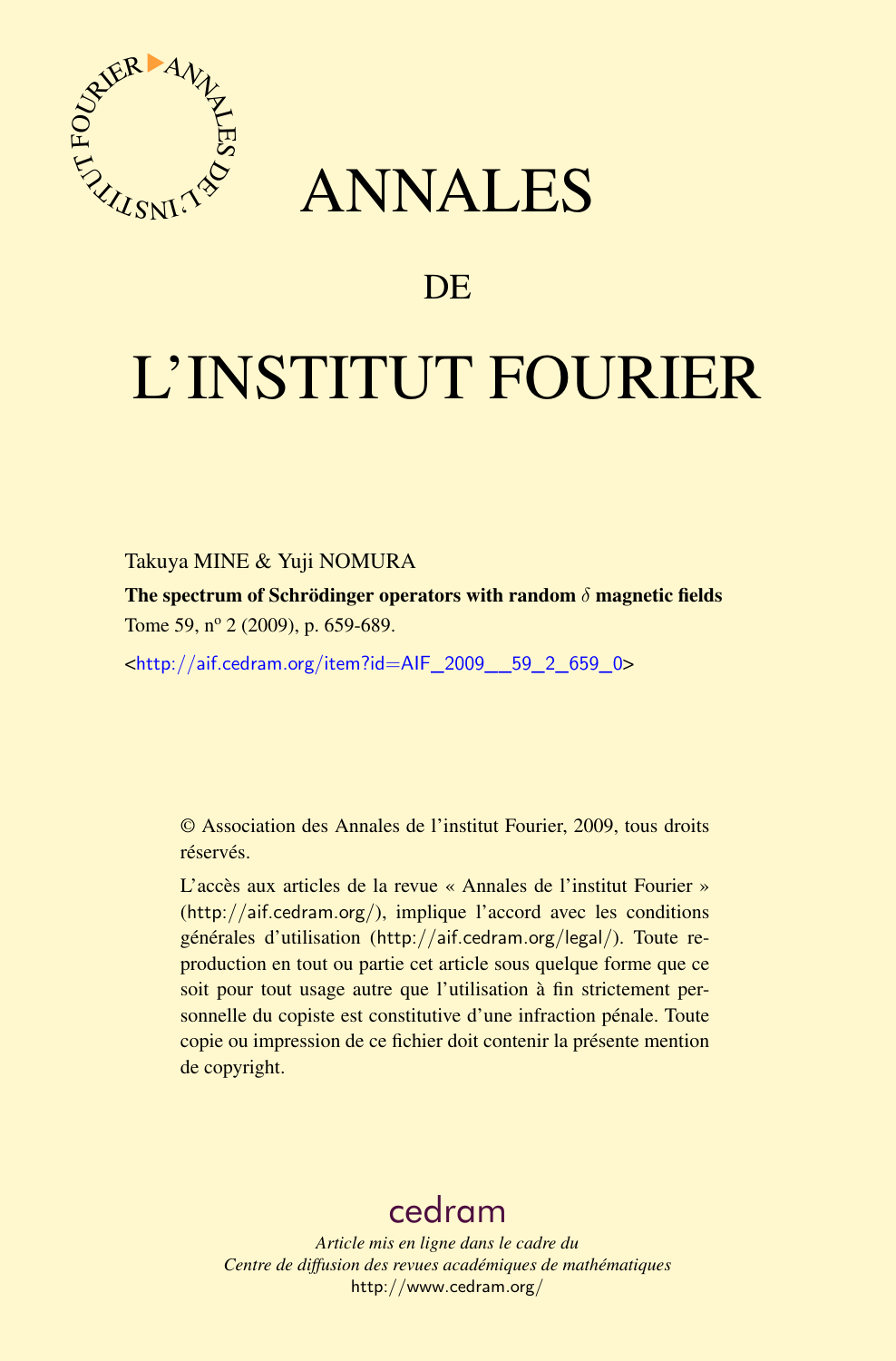# ANNALES

## DE

# L'INSTITUT FOURIER

Takuya MINE & Yuji NOMURA

**The spectrum of Schrödinger operators with random $\delta$ magnetic fields**

Tome 59, nº 2 (2009), p. 659-689.

<http://aif.cedram.org/item?id=AIF_2009__59_2_659_0>

© Association des Annales de l'institut Fourier, 2009, tous droits réservés.

L'accès aux articles de la revue « Annales de l'institut Fourier » (http://aif.cedram.org/), implique l'accord avec les conditions générales d'utilisation (http://aif.cedram.org/legal/). Toute reproduction en tout ou partie cet article sous quelque forme que ce soit pour tout usage autre que l'utilisation à fin strictement personnelle du copiste est constitutive d'une infraction pénale. Toute copie ou impression de ce fichier doit contenir la présente mention de copyright.

cedram

*Article mis en ligne dans le cadre du*
*Centre de diffusion des revues académiques de mathématiques*
http://www.cedram.org/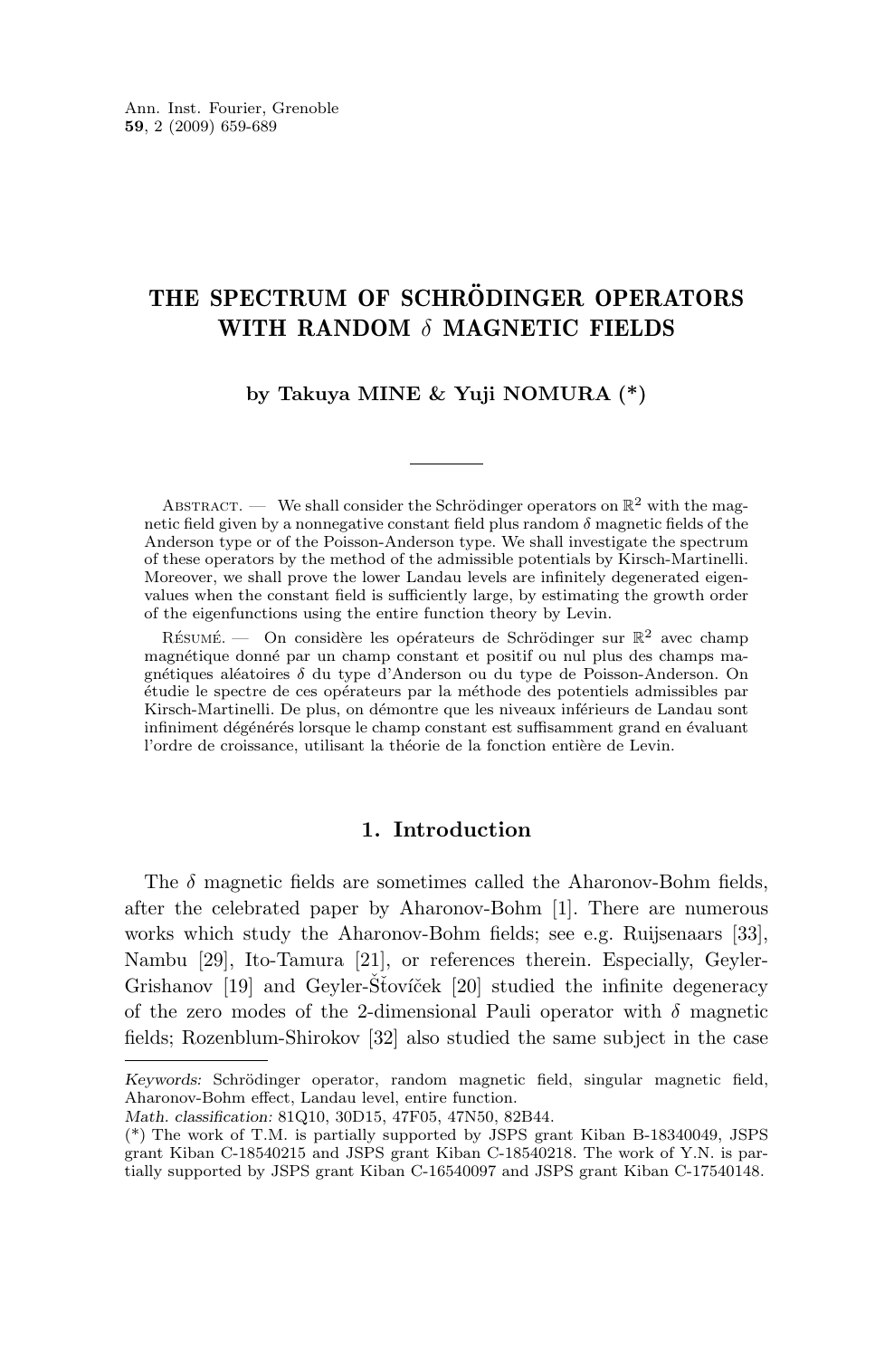# THE SPECTRUM OF SCHRÖDINGER OPERATORS WITH RANDOM $\delta$ MAGNETIC FIELDS

**by Takuya MINE & Yuji NOMURA (\*)**

---

Abstract. — We shall consider the Schrödinger operators on $\mathbb{R}^2$ with the magnetic field given by a nonnegative constant field plus random $\delta$ magnetic fields of the Anderson type or of the Poisson-Anderson type. We shall investigate the spectrum of these operators by the method of the admissible potentials by Kirsch-Martinelli. Moreover, we shall prove the lower Landau levels are infinitely degenerated eigenvalues when the constant field is sufficiently large, by estimating the growth order of the eigenfunctions using the entire function theory by Levin.

Résumé. — On considère les opérateurs de Schrödinger sur $\mathbb{R}^2$ avec champ magnétique donné par un champ constant et positif ou nul plus des champs magnétiques aléatoires $\delta$ du type d'Anderson ou du type de Poisson-Anderson. On étudie le spectre de ces opérateurs par la méthode des potentiels admissibles par Kirsch-Martinelli. De plus, on démontre que les niveaux inférieurs de Landau sont infiniment dégénérés lorsque le champ constant est suffisamment grand en évaluant l'ordre de croissance, utilisant la théorie de la fonction entière de Levin.

## 1. Introduction

The $\delta$ magnetic fields are sometimes called the Aharonov-Bohm fields, after the celebrated paper by Aharonov-Bohm [1]. There are numerous works which study the Aharonov-Bohm fields; see e.g. Ruijsenaars [33], Nambu [29], Ito-Tamura [21], or references therein. Especially, Geyler-Grishanov [19] and Geyler-Šťovíček [20] studied the infinite degeneracy of the zero modes of the 2-dimensional Pauli operator with $\delta$ magnetic fields; Rozenblum-Shirokov [32] also studied the same subject in the case

---

*Keywords:* Schrödinger operator, random magnetic field, singular magnetic field, Aharonov-Bohm effect, Landau level, entire function.

*Math. classification:* 81Q10, 30D15, 47F05, 47N50, 82B44.

(\*) The work of T.M. is partially supported by JSPS grant Kiban B-18340049, JSPS grant Kiban C-18540215 and JSPS grant Kiban C-18540218. The work of Y.N. is partially supported by JSPS grant Kiban C-16540097 and JSPS grant Kiban C-17540148.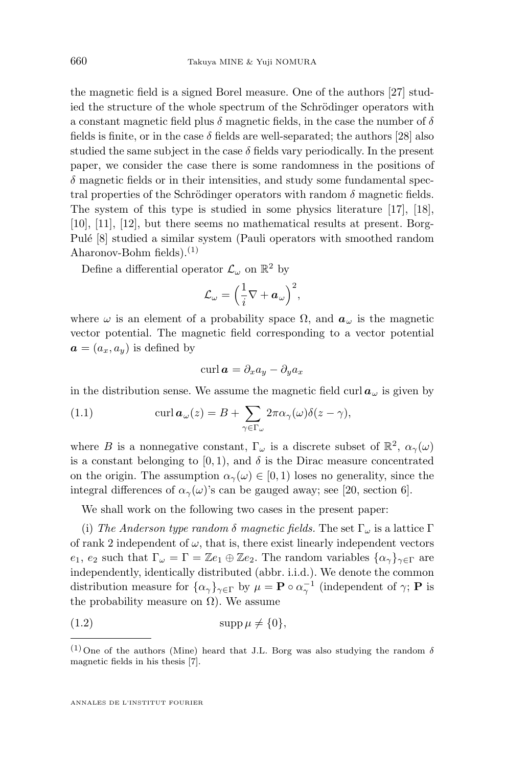the magnetic field is a signed Borel measure. One of the authors [27] studied the structure of the whole spectrum of the Schrödinger operators with a constant magnetic field plus $\delta$ magnetic fields, in the case the number of $\delta$ fields is finite, or in the case $\delta$ fields are well-separated; the authors [28] also studied the same subject in the case $\delta$ fields vary periodically. In the present paper, we consider the case there is some randomness in the positions of $\delta$ magnetic fields or in their intensities, and study some fundamental spectral properties of the Schrödinger operators with random $\delta$ magnetic fields. The system of this type is studied in some physics literature [17], [18], [10], [11], [12], but there seems no mathematical results at present. Borg-Pulé [8] studied a similar system (Pauli operators with smoothed random Aharonov-Bohm fields).[(1)]

Define a differential operator $\mathcal{L}_\omega$ on $\mathbb{R}^2$ by

$$\mathcal{L}_\omega = \Big(\frac{1}{i}\nabla + \boldsymbol{a}_\omega\Big)^2,$$

where $\omega$ is an element of a probability space $\Omega$, and $\boldsymbol{a}_\omega$ is the magnetic vector potential. The magnetic field corresponding to a vector potential $\boldsymbol{a} = (a_x, a_y)$ is defined by

$$\operatorname{curl} \boldsymbol{a} = \partial_x a_y - \partial_y a_x$$

in the distribution sense. We assume the magnetic field $\operatorname{curl} \boldsymbol{a}_\omega$ is given by

$$\operatorname{curl} \boldsymbol{a}_\omega(z) = B + \sum_{\gamma\in\Gamma_\omega} 2\pi\alpha_\gamma(\omega)\delta(z-\gamma), \tag{1.1}$$

where $B$ is a nonnegative constant, $\Gamma_\omega$ is a discrete subset of $\mathbb{R}^2$, $\alpha_\gamma(\omega)$ is a constant belonging to $[0,1)$, and $\delta$ is the Dirac measure concentrated on the origin. The assumption $\alpha_\gamma(\omega)\in[0,1)$ loses no generality, since the integral differences of $\alpha_\gamma(\omega)$'s can be gauged away; see [20, section 6].

We shall work on the following two cases in the present paper:

(i) *The Anderson type random $\delta$ magnetic fields.* The set $\Gamma_\omega$ is a lattice $\Gamma$ of rank 2 independent of $\omega$, that is, there exist linearly independent vectors $e_1$, $e_2$ such that $\Gamma_\omega = \Gamma = \mathbb{Z}e_1 \oplus \mathbb{Z}e_2$. The random variables $\{\alpha_\gamma\}_{\gamma\in\Gamma}$ are independently, identically distributed (abbr. i.i.d.). We denote the common distribution measure for $\{\alpha_\gamma\}_{\gamma\in\Gamma}$ by $\mu = \mathbf{P}\circ\alpha_\gamma^{-1}$ (independent of $\gamma$; $\mathbf{P}$ is the probability measure on $\Omega$). We assume

$$\operatorname{supp}\mu \neq \{0\}, \tag{1.2}$$

---

[(1)] One of the authors (Mine) heard that J.L. Borg was also studying the random $\delta$ magnetic fields in his thesis [7].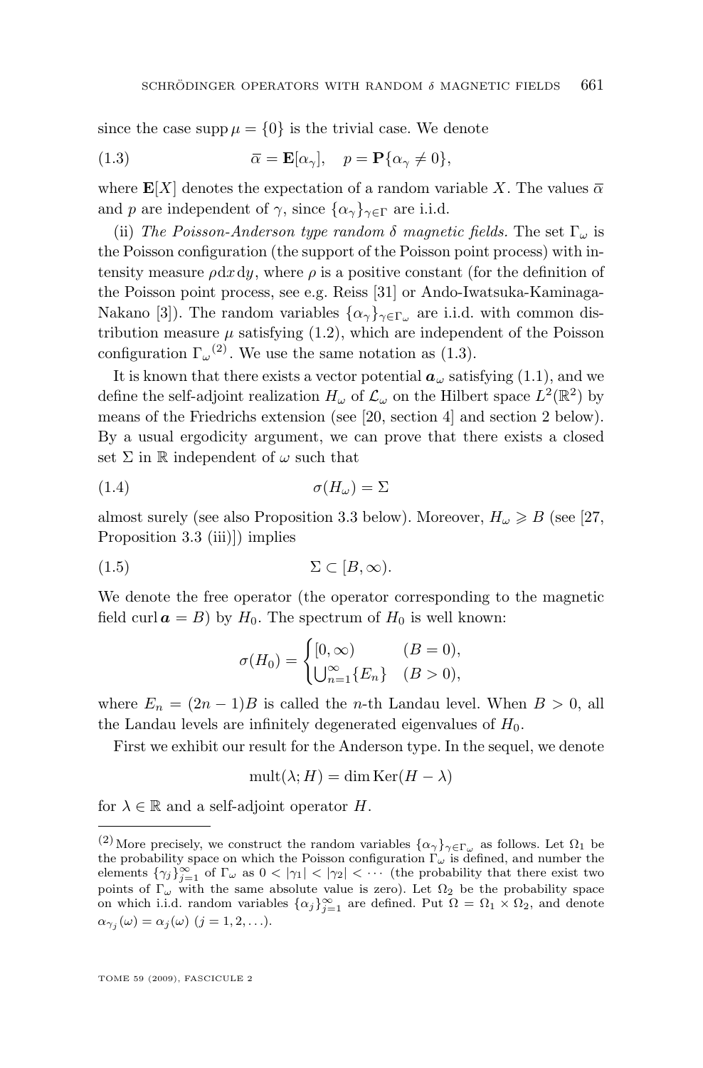since the case $\operatorname{supp} \mu = \{0\}$ is the trivial case. We denote

$$\overline{\alpha} = \mathbf{E}[\alpha_\gamma], \quad p = \mathbf{P}\{\alpha_\gamma \neq 0\}, \tag{1.3}$$

where $\mathbf{E}[X]$ denotes the expectation of a random variable $X$. The values $\overline{\alpha}$ and $p$ are independent of $\gamma$, since $\{\alpha_\gamma\}_{\gamma\in\Gamma}$ are i.i.d.

(ii) *The Poisson-Anderson type random $\delta$ magnetic fields.* The set $\Gamma_\omega$ is the Poisson configuration (the support of the Poisson point process) with intensity measure $\rho \mathrm{d}x\,\mathrm{d}y$, where $\rho$ is a positive constant (for the definition of the Poisson point process, see e.g. Reiss [31] or Ando-Iwatsuka-Kaminaga-Nakano [3]). The random variables $\{\alpha_\gamma\}_{\gamma\in\Gamma_\omega}$ are i.i.d. with common distribution measure $\mu$ satisfying (1.2), which are independent of the Poisson configuration $\Gamma_\omega$[2]. We use the same notation as (1.3).

It is known that there exists a vector potential $\boldsymbol{a}_\omega$ satisfying (1.1), and we define the self-adjoint realization $H_\omega$ of $\mathcal{L}_\omega$ on the Hilbert space $L^2(\mathbb{R}^2)$ by means of the Friedrichs extension (see [20, section 4] and section 2 below). By a usual ergodicity argument, we can prove that there exists a closed set $\Sigma$ in $\mathbb{R}$ independent of $\omega$ such that

$$\sigma(H_\omega) = \Sigma \tag{1.4}$$

almost surely (see also Proposition 3.3 below). Moreover, $H_\omega \geqslant B$ (see [27, Proposition 3.3 (iii)]) implies

$$\Sigma \subset [B, \infty). \tag{1.5}$$

We denote the free operator (the operator corresponding to the magnetic field $\operatorname{curl} \boldsymbol{a} = B$) by $H_0$. The spectrum of $H_0$ is well known:

$$\sigma(H_0) = \begin{cases} [0,\infty) & (B = 0), \\ \bigcup_{n=1}^\infty \{E_n\} & (B > 0), \end{cases}$$

where $E_n = (2n-1)B$ is called the $n$-th Landau level. When $B > 0$, all the Landau levels are infinitely degenerated eigenvalues of $H_0$.

First we exhibit our result for the Anderson type. In the sequel, we denote

$$\operatorname{mult}(\lambda; H) = \dim \operatorname{Ker}(H - \lambda)$$

for $\lambda \in \mathbb{R}$ and a self-adjoint operator $H$.

---

[2] More precisely, we construct the random variables $\{\alpha_\gamma\}_{\gamma\in\Gamma_\omega}$ as follows. Let $\Omega_1$ be the probability space on which the Poisson configuration $\Gamma_\omega$ is defined, and number the elements $\{\gamma_j\}_{j=1}^\infty$ of $\Gamma_\omega$ as $0 < |\gamma_1| < |\gamma_2| < \cdots$ (the probability that there exist two points of $\Gamma_\omega$ with the same absolute value is zero). Let $\Omega_2$ be the probability space on which i.i.d. random variables $\{\alpha_j\}_{j=1}^\infty$ are defined. Put $\Omega = \Omega_1 \times \Omega_2$, and denote $\alpha_{\gamma_j}(\omega) = \alpha_j(\omega)$ $(j = 1, 2, \ldots)$.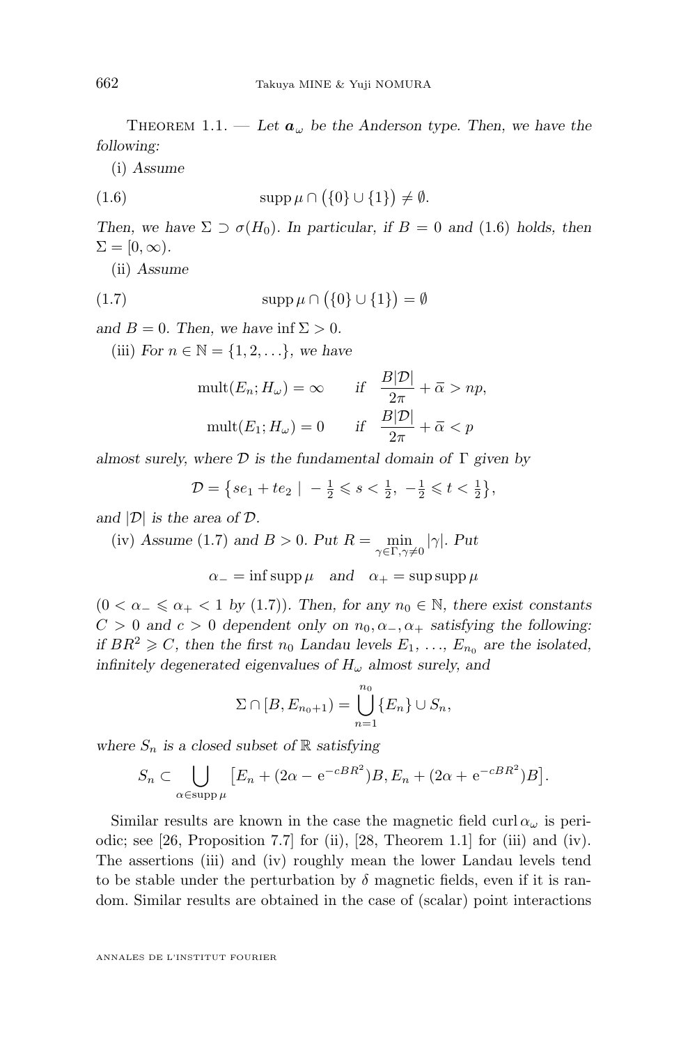Theorem 1.1. — *Let $\boldsymbol{a}_\omega$ be the Anderson type. Then, we have the following:*

(i) *Assume*

$$\operatorname{supp}\mu \cap \big(\{0\} \cup \{1\}\big) \neq \emptyset. \tag{1.6}$$

*Then, we have $\Sigma \supset \sigma(H_0)$. In particular, if $B = 0$ and* (1.6) *holds, then $\Sigma = [0, \infty)$.*

(ii) *Assume*

$$\operatorname{supp}\mu \cap \big(\{0\} \cup \{1\}\big) = \emptyset \tag{1.7}$$

*and $B = 0$. Then, we have $\inf \Sigma > 0$.*

(iii) *For $n \in \mathbb{N} = \{1, 2, \ldots\}$, we have*

$$\operatorname{mult}(E_n; H_\omega) = \infty \qquad \text{if} \quad \frac{B|\mathcal{D}|}{2\pi} + \overline{\alpha} > np,$$
$$\operatorname{mult}(E_1; H_\omega) = 0 \qquad \text{if} \quad \frac{B|\mathcal{D}|}{2\pi} + \overline{\alpha} < p$$

*almost surely, where $\mathcal{D}$ is the fundamental domain of $\Gamma$ given by*

$$\mathcal{D} = \big\{ se_1 + te_2 \mid -\tfrac{1}{2} \leqslant s < \tfrac{1}{2},\ -\tfrac{1}{2} \leqslant t < \tfrac{1}{2} \big\},$$

*and $|\mathcal{D}|$ is the area of $\mathcal{D}$.*

(iv) *Assume* (1.7) *and $B > 0$. Put $R = \min_{\gamma \in \Gamma, \gamma \neq 0} |\gamma|$. Put*

$$\alpha_- = \inf \operatorname{supp}\mu \quad \text{and} \quad \alpha_+ = \sup \operatorname{supp}\mu$$

*($0 < \alpha_- \leqslant \alpha_+ < 1$ by* (1.7)*). Then, for any $n_0 \in \mathbb{N}$, there exist constants $C > 0$ and $c > 0$ dependent only on $n_0, \alpha_-, \alpha_+$ satisfying the following: if $BR^2 \geqslant C$, then the first $n_0$ Landau levels $E_1, \ldots, E_{n_0}$ are the isolated, infinitely degenerated eigenvalues of $H_\omega$ almost surely, and*

$$\Sigma \cap [B, E_{n_0+1}) = \bigcup_{n=1}^{n_0} \{E_n\} \cup S_n,$$

*where $S_n$ is a closed subset of $\mathbb{R}$ satisfying*

$$S_n \subset \bigcup_{\alpha \in \operatorname{supp}\mu} \big[ E_n + (2\alpha - \mathrm{e}^{-cBR^2})B, E_n + (2\alpha + \mathrm{e}^{-cBR^2})B \big].$$

Similar results are known in the case the magnetic field $\operatorname{curl}\alpha_\omega$ is periodic; see [26, Proposition 7.7] for (ii), [28, Theorem 1.1] for (iii) and (iv). The assertions (iii) and (iv) roughly mean the lower Landau levels tend to be stable under the perturbation by $\delta$ magnetic fields, even if it is random. Similar results are obtained in the case of (scalar) point interactions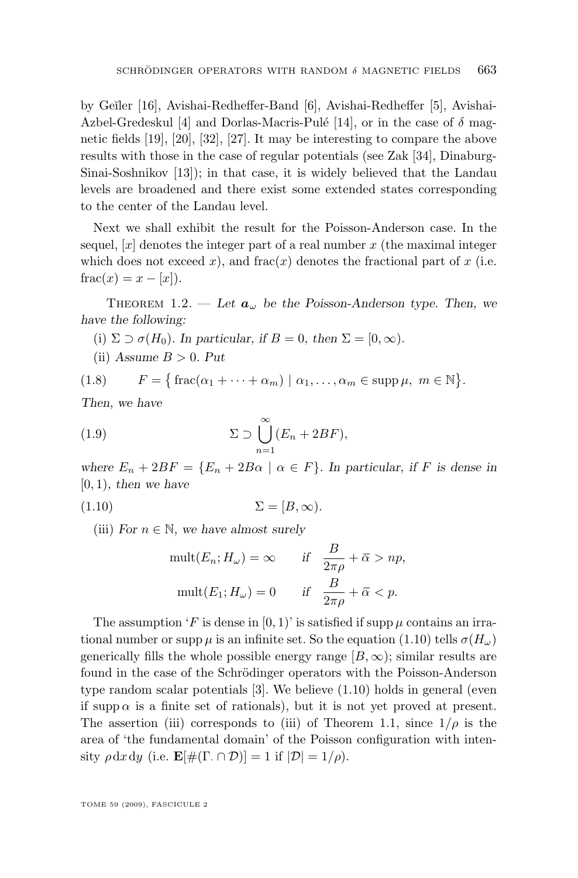by Geĭler [16], Avishai-Redheffer-Band [6], Avishai-Redheffer [5], Avishai-Azbel-Gredeskul [4] and Dorlas-Macris-Pulé [14], or in the case of $\delta$ magnetic fields [19], [20], [32], [27]. It may be interesting to compare the above results with those in the case of regular potentials (see Zak [34], Dinaburg-Sinai-Soshnikov [13]); in that case, it is widely believed that the Landau levels are broadened and there exist some extended states corresponding to the center of the Landau level.

Next we shall exhibit the result for the Poisson-Anderson case. In the sequel, $[x]$ denotes the integer part of a real number $x$ (the maximal integer which does not exceed $x$), and $\mathrm{frac}(x)$ denotes the fractional part of $x$ (i.e. $\mathrm{frac}(x) = x - [x]$).

Theorem 1.2. — *Let $\boldsymbol{a}_\omega$ be the Poisson-Anderson type. Then, we have the following:*

(i) $\Sigma \supset \sigma(H_0)$. *In particular, if $B = 0$, then $\Sigma = [0, \infty)$.*

(ii) *Assume $B > 0$. Put*

$$F = \big\{ \mathrm{frac}(\alpha_1 + \cdots + \alpha_m) \mid \alpha_1, \ldots, \alpha_m \in \operatorname{supp} \mu,\ m \in \mathbb{N} \big\}. \tag{1.8}$$

*Then, we have*

$$\Sigma \supset \bigcup_{n=1}^{\infty} (E_n + 2BF), \tag{1.9}$$

*where $E_n + 2BF = \{E_n + 2B\alpha \mid \alpha \in F\}$. In particular, if $F$ is dense in $[0, 1)$, then we have*

$$\Sigma = [B, \infty). \tag{1.10}$$

(iii) *For $n \in \mathbb{N}$, we have almost surely*

$$\mathrm{mult}(E_n; H_\omega) = \infty \qquad \text{if} \quad \frac{B}{2\pi\rho} + \bar{\alpha} > np,$$

$$\mathrm{mult}(E_1; H_\omega) = 0 \qquad \text{if} \quad \frac{B}{2\pi\rho} + \bar{\alpha} < p.$$

The assumption '$F$ is dense in $[0, 1)$' is satisfied if $\operatorname{supp} \mu$ contains an irrational number or $\operatorname{supp} \mu$ is an infinite set. So the equation (1.10) tells $\sigma(H_\omega)$ generically fills the whole possible energy range $[B, \infty)$; similar results are found in the case of the Schrödinger operators with the Poisson-Anderson type random scalar potentials [3]. We believe (1.10) holds in general (even if $\operatorname{supp} \alpha$ is a finite set of rationals), but it is not yet proved at present. The assertion (iii) corresponds to (iii) of Theorem 1.1, since $1/\rho$ is the area of 'the fundamental domain' of the Poisson configuration with intensity $\rho\, dx\, dy$ (i.e. $\mathbf{E}[\#(\Gamma. \cap \mathcal{D})] = 1$ if $|\mathcal{D}| = 1/\rho$).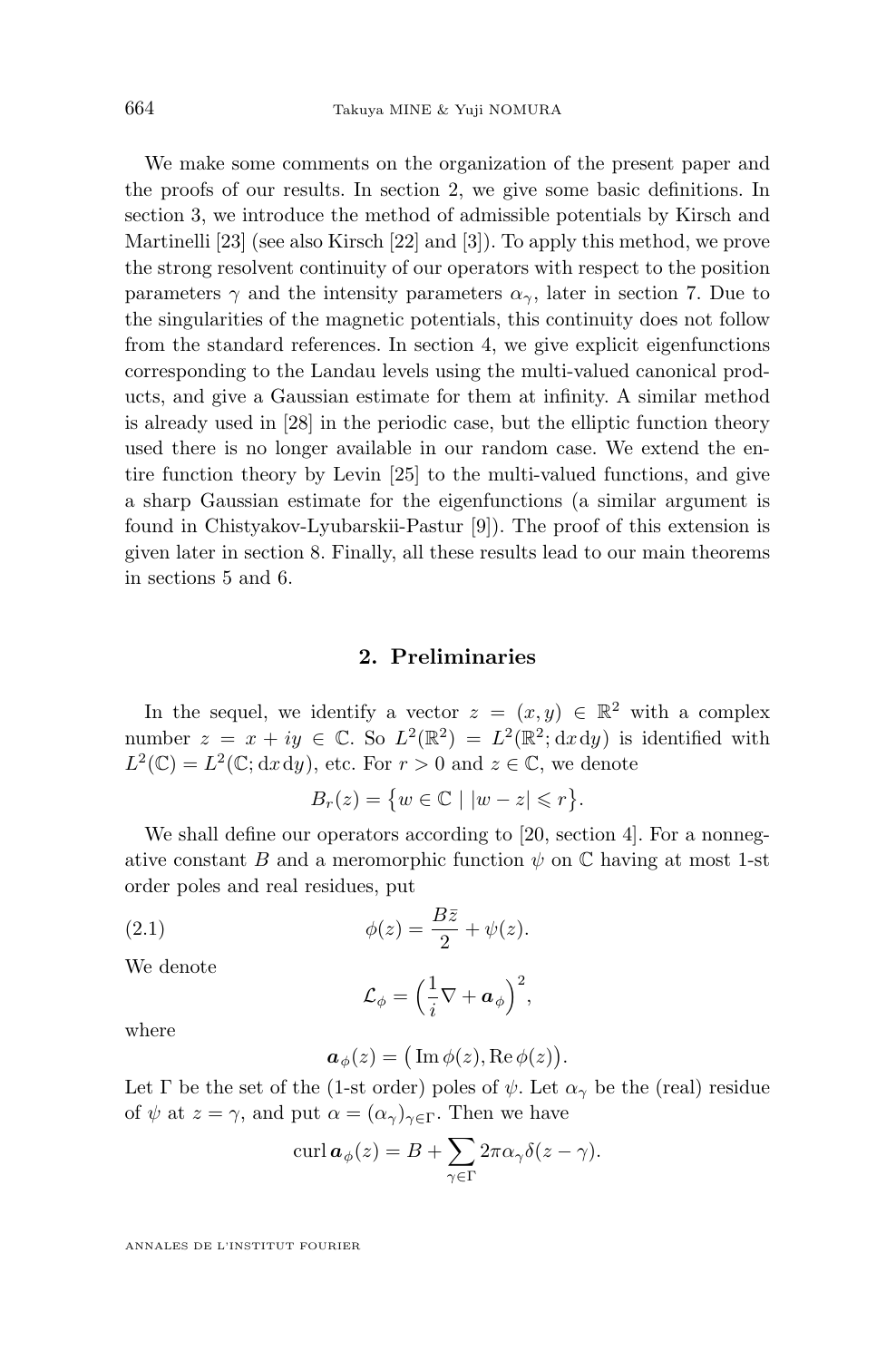We make some comments on the organization of the present paper and the proofs of our results. In section 2, we give some basic definitions. In section 3, we introduce the method of admissible potentials by Kirsch and Martinelli [23] (see also Kirsch [22] and [3]). To apply this method, we prove the strong resolvent continuity of our operators with respect to the position parameters $\gamma$ and the intensity parameters $\alpha_\gamma$, later in section 7. Due to the singularities of the magnetic potentials, this continuity does not follow from the standard references. In section 4, we give explicit eigenfunctions corresponding to the Landau levels using the multi-valued canonical products, and give a Gaussian estimate for them at infinity. A similar method is already used in [28] in the periodic case, but the elliptic function theory used there is no longer available in our random case. We extend the entire function theory by Levin [25] to the multi-valued functions, and give a sharp Gaussian estimate for the eigenfunctions (a similar argument is found in Chistyakov-Lyubarskii-Pastur [9]). The proof of this extension is given later in section 8. Finally, all these results lead to our main theorems in sections 5 and 6.

## 2. Preliminaries

In the sequel, we identify a vector $z = (x, y) \in \mathbb{R}^2$ with a complex number $z = x + iy \in \mathbb{C}$. So $L^2(\mathbb{R}^2) = L^2(\mathbb{R}^2; \mathrm{d}x\,\mathrm{d}y)$ is identified with $L^2(\mathbb{C}) = L^2(\mathbb{C}; \mathrm{d}x\,\mathrm{d}y)$, etc. For $r > 0$ and $z \in \mathbb{C}$, we denote

$$B_r(z) = \big\{ w \in \mathbb{C} \mid |w - z| \leqslant r \big\}.$$

We shall define our operators according to [20, section 4]. For a nonnegative constant $B$ and a meromorphic function $\psi$ on $\mathbb{C}$ having at most 1-st order poles and real residues, put

$$\phi(z) = \frac{B\bar{z}}{2} + \psi(z). \tag{2.1}$$

We denote

$$\mathcal{L}_\phi = \Big( \frac{1}{i} \nabla + \boldsymbol{a}_\phi \Big)^2,$$

where

$$\boldsymbol{a}_\phi(z) = \big( \operatorname{Im} \phi(z), \operatorname{Re} \phi(z) \big).$$

Let $\Gamma$ be the set of the (1-st order) poles of $\psi$. Let $\alpha_\gamma$ be the (real) residue of $\psi$ at $z = \gamma$, and put $\alpha = (\alpha_\gamma)_{\gamma \in \Gamma}$. Then we have

$$\operatorname{curl} \boldsymbol{a}_\phi(z) = B + \sum_{\gamma \in \Gamma} 2\pi \alpha_\gamma \delta(z - \gamma).$$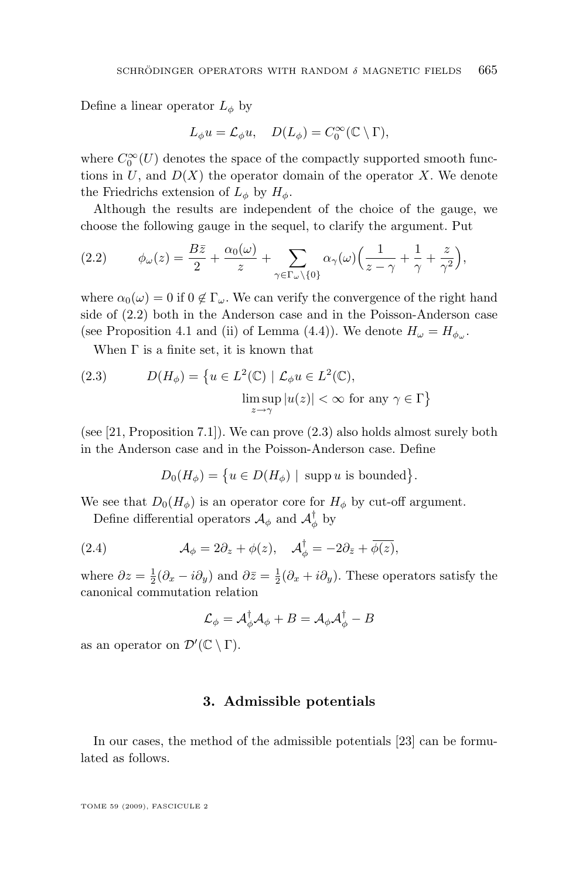Define a linear operator $L_\phi$ by

$$L_\phi u = \mathcal{L}_\phi u, \quad D(L_\phi) = C_0^\infty(\mathbb{C} \setminus \Gamma),$$

where $C_0^\infty(U)$ denotes the space of the compactly supported smooth functions in $U$, and $D(X)$ the operator domain of the operator $X$. We denote the Friedrichs extension of $L_\phi$ by $H_\phi$.

Although the results are independent of the choice of the gauge, we choose the following gauge in the sequel, to clarify the argument. Put

$$\phi_\omega(z) = \frac{B\bar{z}}{2} + \frac{\alpha_0(\omega)}{z} + \sum_{\gamma \in \Gamma_\omega \setminus \{0\}} \alpha_\gamma(\omega)\Big(\frac{1}{z-\gamma} + \frac{1}{\gamma} + \frac{z}{\gamma^2}\Big), \tag{2.2}$$

where $\alpha_0(\omega) = 0$ if $0 \notin \Gamma_\omega$. We can verify the convergence of the right hand side of (2.2) both in the Anderson case and in the Poisson-Anderson case (see Proposition 4.1 and (ii) of Lemma (4.4)). We denote $H_\omega = H_{\phi_\omega}$.

When $\Gamma$ is a finite set, it is known that

$$D(H_\phi) = \big\{u \in L^2(\mathbb{C}) \mid \mathcal{L}_\phi u \in L^2(\mathbb{C}), \limsup_{z \to \gamma} |u(z)| < \infty \text{ for any } \gamma \in \Gamma\big\} \tag{2.3}$$

(see [21, Proposition 7.1]). We can prove (2.3) also holds almost surely both in the Anderson case and in the Poisson-Anderson case. Define

$$D_0(H_\phi) = \big\{u \in D(H_\phi) \mid \operatorname{supp} u \text{ is bounded}\big\}.$$

We see that $D_0(H_\phi)$ is an operator core for $H_\phi$ by cut-off argument.

Define differential operators $\mathcal{A}_\phi$ and $\mathcal{A}_\phi^\dagger$ by

$$\mathcal{A}_\phi = 2\partial_z + \phi(z), \quad \mathcal{A}_\phi^\dagger = -2\partial_{\bar{z}} + \overline{\phi(z)}, \tag{2.4}$$

where $\partial z = \frac{1}{2}(\partial_x - i\partial_y)$ and $\partial \bar{z} = \frac{1}{2}(\partial_x + i\partial_y)$. These operators satisfy the canonical commutation relation

$$\mathcal{L}_\phi = \mathcal{A}_\phi^\dagger \mathcal{A}_\phi + B = \mathcal{A}_\phi \mathcal{A}_\phi^\dagger - B$$

as an operator on $\mathcal{D}'(\mathbb{C} \setminus \Gamma)$.

## 3. Admissible potentials

In our cases, the method of the admissible potentials [23] can be formulated as follows.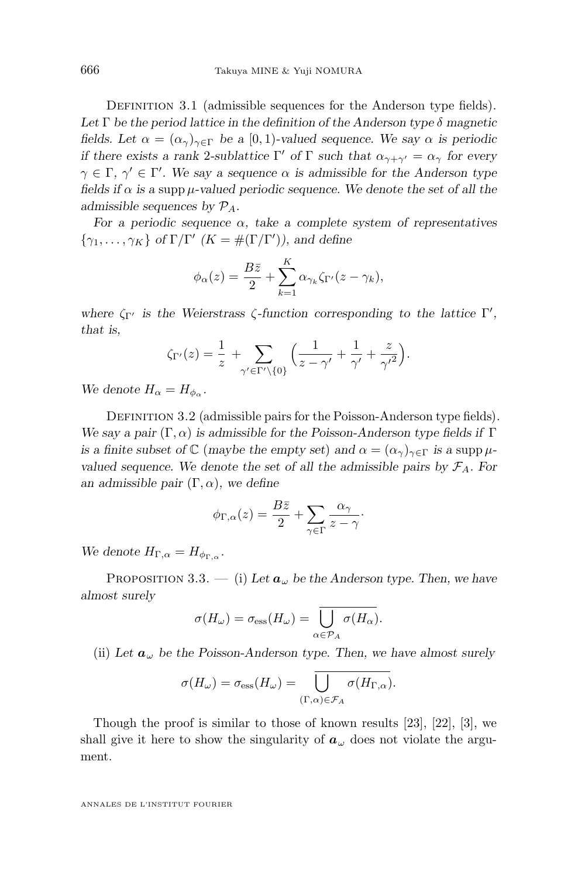Definition 3.1 (admissible sequences for the Anderson type fields). *Let $\Gamma$ be the period lattice in the definition of the Anderson type $\delta$ magnetic fields. Let $\alpha = (\alpha_\gamma)_{\gamma\in\Gamma}$ be a $[0,1)$-valued sequence. We say $\alpha$ is periodic if there exists a rank 2-sublattice $\Gamma'$ of $\Gamma$ such that $\alpha_{\gamma+\gamma'} = \alpha_\gamma$ for every $\gamma \in \Gamma$, $\gamma' \in \Gamma'$. We say a sequence $\alpha$ is admissible for the Anderson type fields if $\alpha$ is a $\operatorname{supp}\mu$-valued periodic sequence. We denote the set of all the admissible sequences by $\mathcal{P}_A$.*

*For a periodic sequence $\alpha$, take a complete system of representatives $\{\gamma_1, \ldots, \gamma_K\}$ of $\Gamma/\Gamma'$ ($K = \#(\Gamma/\Gamma')$), and define*

$$\phi_\alpha(z) = \frac{B\bar{z}}{2} + \sum_{k=1}^{K} \alpha_{\gamma_k} \zeta_{\Gamma'}(z - \gamma_k),$$

*where $\zeta_{\Gamma'}$ is the Weierstrass $\zeta$-function corresponding to the lattice $\Gamma'$, that is,*

$$\zeta_{\Gamma'}(z) = \frac{1}{z} + \sum_{\gamma'\in\Gamma'\setminus\{0\}} \Big(\frac{1}{z-\gamma'} + \frac{1}{\gamma'} + \frac{z}{{\gamma'}^2}\Big).$$

*We denote $H_\alpha = H_{\phi_\alpha}$.*

Definition 3.2 (admissible pairs for the Poisson-Anderson type fields). *We say a pair $(\Gamma, \alpha)$ is admissible for the Poisson-Anderson type fields if $\Gamma$ is a finite subset of $\mathbb{C}$ (maybe the empty set) and $\alpha = (\alpha_\gamma)_{\gamma\in\Gamma}$ is a $\operatorname{supp}\mu$-valued sequence. We denote the set of all the admissible pairs by $\mathcal{F}_A$. For an admissible pair $(\Gamma, \alpha)$, we define*

$$\phi_{\Gamma,\alpha}(z) = \frac{B\bar{z}}{2} + \sum_{\gamma\in\Gamma} \frac{\alpha_\gamma}{z-\gamma}.$$

*We denote $H_{\Gamma,\alpha} = H_{\phi_{\Gamma,\alpha}}$.*

Proposition 3.3. — (i) *Let $\boldsymbol{a}_\omega$ be the Anderson type. Then, we have almost surely*

$$\sigma(H_\omega) = \sigma_{\mathrm{ess}}(H_\omega) = \overline{\bigcup_{\alpha\in\mathcal{P}_A} \sigma(H_\alpha)}.$$

(ii) *Let $\boldsymbol{a}_\omega$ be the Poisson-Anderson type. Then, we have almost surely*

$$\sigma(H_\omega) = \sigma_{\mathrm{ess}}(H_\omega) = \overline{\bigcup_{(\Gamma,\alpha)\in\mathcal{F}_A} \sigma(H_{\Gamma,\alpha})}.$$

Though the proof is similar to those of known results [23], [22], [3], we shall give it here to show the singularity of $\boldsymbol{a}_\omega$ does not violate the argument.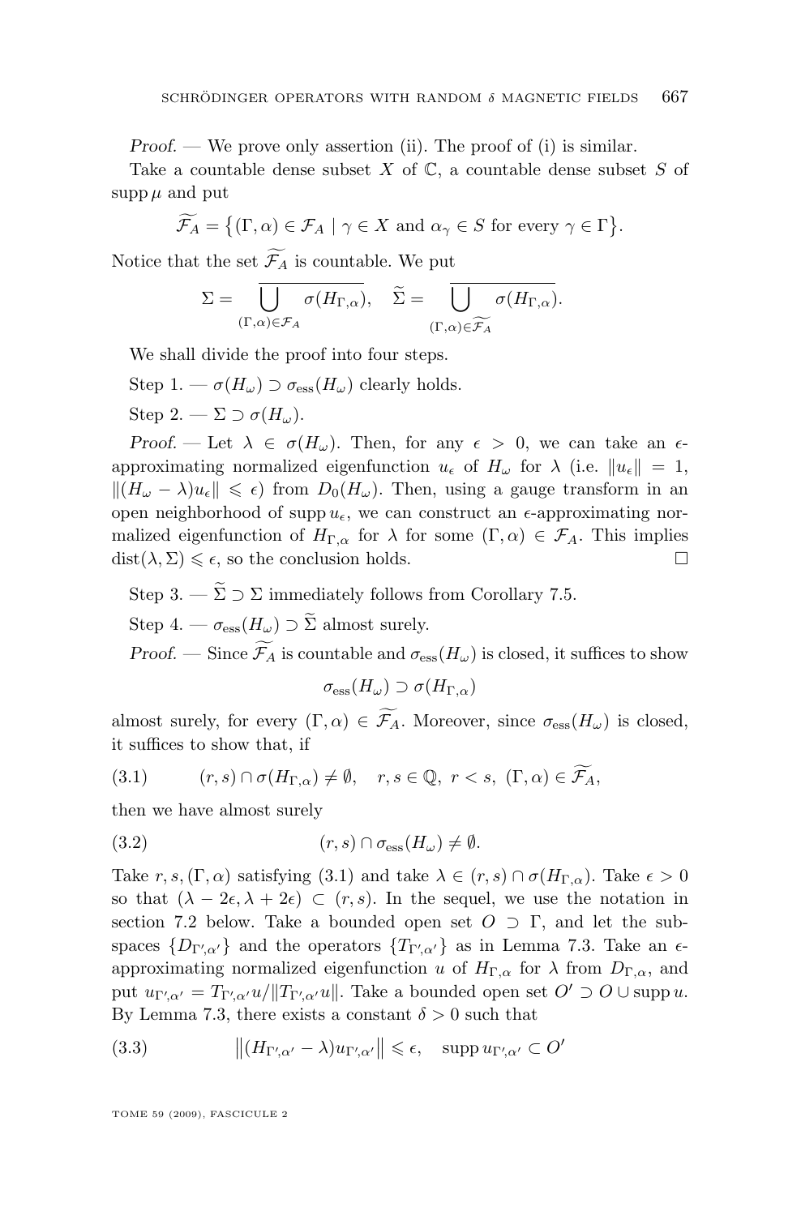*Proof*. — We prove only assertion (ii). The proof of (i) is similar.

Take a countable dense subset $X$ of $\mathbb{C}$, a countable dense subset $S$ of $\operatorname{supp}\mu$ and put

$$\widetilde{\mathcal{F}_A} = \big\{(\Gamma, \alpha) \in \mathcal{F}_A \mid \gamma \in X \text{ and } \alpha_\gamma \in S \text{ for every } \gamma \in \Gamma\big\}.$$

Notice that the set $\widetilde{\mathcal{F}_A}$ is countable. We put

$$\Sigma = \overline{\bigcup_{(\Gamma,\alpha)\in\mathcal{F}_A} \sigma(H_{\Gamma,\alpha})}, \quad \widetilde{\Sigma} = \overline{\bigcup_{(\Gamma,\alpha)\in\widetilde{\mathcal{F}_A}} \sigma(H_{\Gamma,\alpha})}.$$

We shall divide the proof into four steps.

Step 1. — $\sigma(H_\omega) \supset \sigma_{\mathrm{ess}}(H_\omega)$ clearly holds.

Step 2. — $\Sigma \supset \sigma(H_\omega)$.

*Proof*. — Let $\lambda \in \sigma(H_\omega)$. Then, for any $\epsilon > 0$, we can take an $\epsilon$-approximating normalized eigenfunction $u_\epsilon$ of $H_\omega$ for $\lambda$ (i.e. $\|u_\epsilon\| = 1$, $\|(H_\omega - \lambda)u_\epsilon\| \leqslant \epsilon$) from $D_0(H_\omega)$. Then, using a gauge transform in an open neighborhood of $\operatorname{supp} u_\epsilon$, we can construct an $\epsilon$-approximating normalized eigenfunction of $H_{\Gamma,\alpha}$ for $\lambda$ for some $(\Gamma, \alpha) \in \mathcal{F}_A$. This implies $\operatorname{dist}(\lambda, \Sigma) \leqslant \epsilon$, so the conclusion holds. □

Step 3. — $\widetilde{\Sigma} \supset \Sigma$ immediately follows from Corollary 7.5.

Step 4. — $\sigma_{\mathrm{ess}}(H_\omega) \supset \widetilde{\Sigma}$ almost surely.

*Proof*. — Since $\widetilde{\mathcal{F}_A}$ is countable and $\sigma_{\mathrm{ess}}(H_\omega)$ is closed, it suffices to show

$$\sigma_{\mathrm{ess}}(H_\omega) \supset \sigma(H_{\Gamma,\alpha})$$

almost surely, for every $(\Gamma, \alpha) \in \widetilde{\mathcal{F}_A}$. Moreover, since $\sigma_{\mathrm{ess}}(H_\omega)$ is closed, it suffices to show that, if

$$(r, s) \cap \sigma(H_{\Gamma,\alpha}) \neq \emptyset, \quad r, s \in \mathbb{Q},\ r < s,\ (\Gamma, \alpha) \in \widetilde{\mathcal{F}_A}, \tag{3.1}$$

then we have almost surely

$$(r, s) \cap \sigma_{\mathrm{ess}}(H_\omega) \neq \emptyset. \tag{3.2}$$

Take $r, s, (\Gamma, \alpha)$ satisfying (3.1) and take $\lambda \in (r, s) \cap \sigma(H_{\Gamma,\alpha})$. Take $\epsilon > 0$ so that $(\lambda - 2\epsilon, \lambda + 2\epsilon) \subset (r, s)$. In the sequel, we use the notation in section 7.2 below. Take a bounded open set $O \supset \Gamma$, and let the subspaces $\{D_{\Gamma',\alpha'}\}$ and the operators $\{T_{\Gamma',\alpha'}\}$ as in Lemma 7.3. Take an $\epsilon$-approximating normalized eigenfunction $u$ of $H_{\Gamma,\alpha}$ for $\lambda$ from $D_{\Gamma,\alpha}$, and put $u_{\Gamma',\alpha'} = T_{\Gamma',\alpha'}u/\|T_{\Gamma',\alpha'}u\|$. Take a bounded open set $O' \supset O \cup \operatorname{supp} u$. By Lemma 7.3, there exists a constant $\delta > 0$ such that

$$\big\|(H_{\Gamma',\alpha'} - \lambda)u_{\Gamma',\alpha'}\big\| \leqslant \epsilon, \quad \operatorname{supp} u_{\Gamma',\alpha'} \subset O' \tag{3.3}$$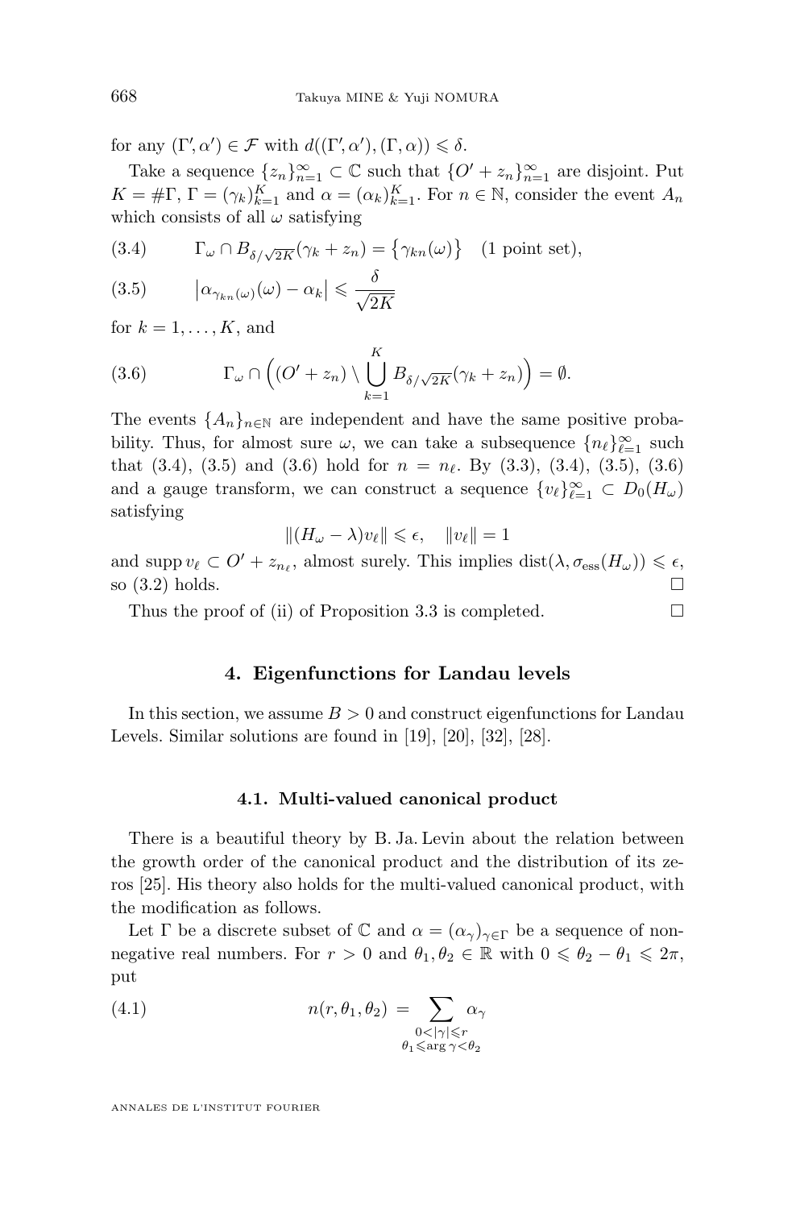for any $(\Gamma', \alpha') \in \mathcal{F}$ with $d((\Gamma', \alpha'), (\Gamma, \alpha)) \leqslant \delta$.

Take a sequence $\{z_n\}_{n=1}^\infty \subset \mathbb{C}$ such that $\{O' + z_n\}_{n=1}^\infty$ are disjoint. Put $K = \#\Gamma$, $\Gamma = (\gamma_k)_{k=1}^K$ and $\alpha = (\alpha_k)_{k=1}^K$. For $n \in \mathbb{N}$, consider the event $A_n$ which consists of all $\omega$ satisfying

$$\Gamma_\omega \cap B_{\delta/\sqrt{2K}}(\gamma_k + z_n) = \{\gamma_{kn}(\omega)\} \quad \text{(1 point set)}, \tag{3.4}$$

$$\left|\alpha_{\gamma_{kn}(\omega)}(\omega) - \alpha_k\right| \leqslant \frac{\delta}{\sqrt{2K}} \tag{3.5}$$

for $k = 1, \ldots, K$, and

$$\Gamma_\omega \cap \Big((O' + z_n) \setminus \bigcup_{k=1}^K B_{\delta/\sqrt{2K}}(\gamma_k + z_n)\Big) = \emptyset. \tag{3.6}$$

The events $\{A_n\}_{n\in\mathbb{N}}$ are independent and have the same positive probability. Thus, for almost sure $\omega$, we can take a subsequence $\{n_\ell\}_{\ell=1}^\infty$ such that (3.4), (3.5) and (3.6) hold for $n = n_\ell$. By (3.3), (3.4), (3.5), (3.6) and a gauge transform, we can construct a sequence $\{v_\ell\}_{\ell=1}^\infty \subset D_0(H_\omega)$ satisfying

$$\|(H_\omega - \lambda)v_\ell\| \leqslant \epsilon, \quad \|v_\ell\| = 1$$

and $\operatorname{supp} v_\ell \subset O' + z_{n_\ell}$, almost surely. This implies $\operatorname{dist}(\lambda, \sigma_{\mathrm{ess}}(H_\omega)) \leqslant \epsilon$, so (3.2) holds. □

Thus the proof of (ii) of Proposition 3.3 is completed. □

## 4. Eigenfunctions for Landau levels

In this section, we assume $B > 0$ and construct eigenfunctions for Landau Levels. Similar solutions are found in [19], [20], [32], [28].

### 4.1. Multi-valued canonical product

There is a beautiful theory by B. Ja. Levin about the relation between the growth order of the canonical product and the distribution of its zeros [25]. His theory also holds for the multi-valued canonical product, with the modification as follows.

Let $\Gamma$ be a discrete subset of $\mathbb{C}$ and $\alpha = (\alpha_\gamma)_{\gamma\in\Gamma}$ be a sequence of non-negative real numbers. For $r > 0$ and $\theta_1, \theta_2 \in \mathbb{R}$ with $0 \leqslant \theta_2 - \theta_1 \leqslant 2\pi$, put

$$n(r, \theta_1, \theta_2) = \sum_{\substack{0<|\gamma|\leqslant r \\ \theta_1 \leqslant \arg\gamma < \theta_2}} \alpha_\gamma \tag{4.1}$$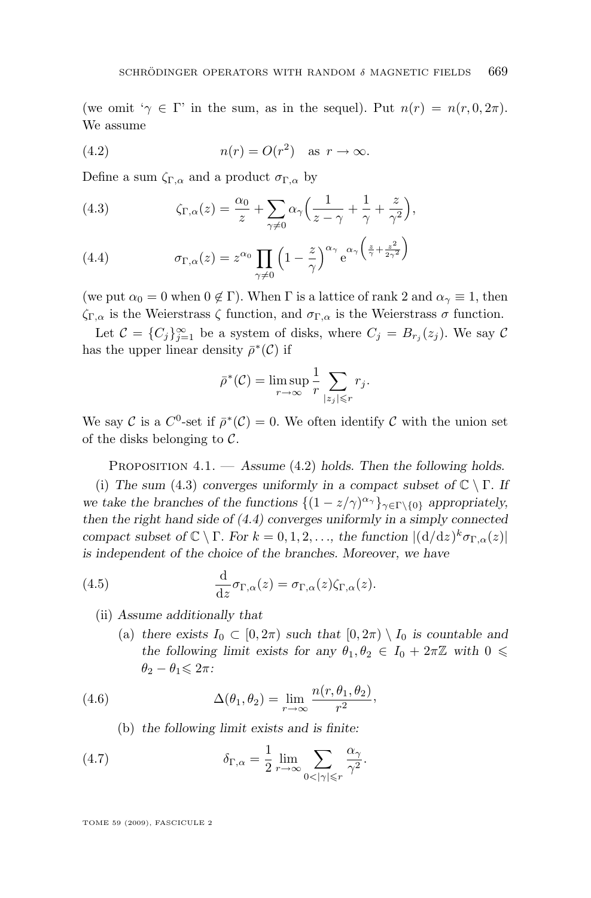(we omit '$\gamma \in \Gamma$' in the sum, as in the sequel). Put $n(r) = n(r, 0, 2\pi)$. We assume

$$n(r) = O(r^2) \quad \text{as } r \to \infty. \tag{4.2}$$

Define a sum $\zeta_{\Gamma,\alpha}$ and a product $\sigma_{\Gamma,\alpha}$ by

$$\zeta_{\Gamma,\alpha}(z) = \frac{\alpha_0}{z} + \sum_{\gamma \neq 0} \alpha_\gamma \Big( \frac{1}{z - \gamma} + \frac{1}{\gamma} + \frac{z}{\gamma^2} \Big), \tag{4.3}$$

$$\sigma_{\Gamma,\alpha}(z) = z^{\alpha_0} \prod_{\gamma \neq 0} \Big( 1 - \frac{z}{\gamma} \Big)^{\alpha_\gamma} \mathrm{e}^{\alpha_\gamma \left( \frac{z}{\gamma} + \frac{z^2}{2\gamma^2} \right)} \tag{4.4}$$

(we put $\alpha_0 = 0$ when $0 \notin \Gamma$). When $\Gamma$ is a lattice of rank 2 and $\alpha_\gamma \equiv 1$, then $\zeta_{\Gamma,\alpha}$ is the Weierstrass $\zeta$ function, and $\sigma_{\Gamma,\alpha}$ is the Weierstrass $\sigma$ function.

Let $\mathcal{C} = \{C_j\}_{j=1}^\infty$ be a system of disks, where $C_j = B_{r_j}(z_j)$. We say $\mathcal{C}$ has the upper linear density $\bar{\rho}^*(\mathcal{C})$ if

$$\bar{\rho}^*(\mathcal{C}) = \limsup_{r \to \infty} \frac{1}{r} \sum_{|z_j| \leqslant r} r_j.$$

We say $\mathcal{C}$ is a $C^0$-set if $\bar{\rho}^*(\mathcal{C}) = 0$. We often identify $\mathcal{C}$ with the union set of the disks belonging to $\mathcal{C}$.

Proposition 4.1. — *Assume (4.2) holds. Then the following holds.*

(i) *The sum (4.3) converges uniformly in a compact subset of $\mathbb{C} \setminus \Gamma$. If we take the branches of the functions $\{(1 - z/\gamma)^{\alpha_\gamma}\}_{\gamma \in \Gamma \setminus \{0\}}$ appropriately, then the right hand side of (4.4) converges uniformly in a simply connected compact subset of $\mathbb{C} \setminus \Gamma$. For $k = 0, 1, 2, \ldots$, the function $|(\mathrm{d}/\mathrm{d}z)^k \sigma_{\Gamma,\alpha}(z)|$ is independent of the choice of the branches. Moreover, we have*

$$\frac{\mathrm{d}}{\mathrm{d}z} \sigma_{\Gamma,\alpha}(z) = \sigma_{\Gamma,\alpha}(z) \zeta_{\Gamma,\alpha}(z). \tag{4.5}$$

(ii) *Assume additionally that*

(a) *there exists $I_0 \subset [0, 2\pi)$ such that $[0, 2\pi) \setminus I_0$ is countable and the following limit exists for any $\theta_1, \theta_2 \in I_0 + 2\pi\mathbb{Z}$ with $0 \leqslant \theta_2 - \theta_1 \leqslant 2\pi$:*

$$\Delta(\theta_1, \theta_2) = \lim_{r \to \infty} \frac{n(r, \theta_1, \theta_2)}{r^2}, \tag{4.6}$$

(b) *the following limit exists and is finite:*

$$\delta_{\Gamma,\alpha} = \frac{1}{2} \lim_{r \to \infty} \sum_{0 < |\gamma| \leqslant r} \frac{\alpha_\gamma}{\gamma^2}. \tag{4.7}$$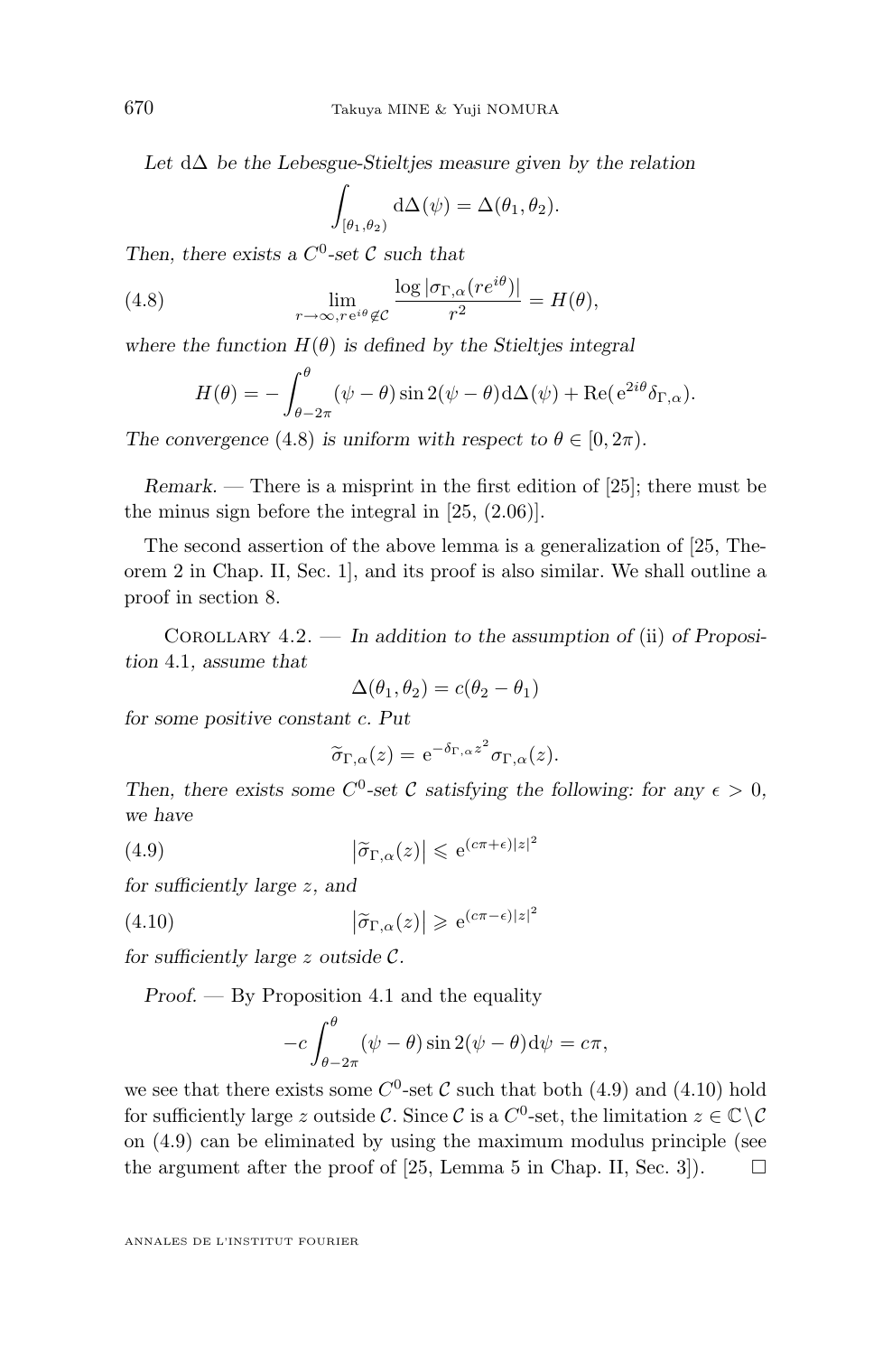*Let* $\mathrm{d}\Delta$ *be the Lebesgue-Stieltjes measure given by the relation*

$$\int_{[\theta_1,\theta_2)} \mathrm{d}\Delta(\psi) = \Delta(\theta_1,\theta_2).$$

*Then, there exists a* $C^0$*-set* $\mathcal{C}$ *such that*

$$\lim_{r\to\infty, r\,\mathrm{e}^{i\theta}\notin\mathcal{C}} \frac{\log|\sigma_{\Gamma,\alpha}(re^{i\theta})|}{r^2} = H(\theta), \tag{4.8}$$

*where the function* $H(\theta)$ *is defined by the Stieltjes integral*

$$H(\theta) = -\int_{\theta-2\pi}^{\theta} (\psi-\theta)\sin 2(\psi-\theta)\mathrm{d}\Delta(\psi) + \mathrm{Re}(\mathrm{e}^{2i\theta}\delta_{\Gamma,\alpha}).$$

*The convergence* (4.8) *is uniform with respect to* $\theta\in[0,2\pi)$.

*Remark. —* There is a misprint in the first edition of [25]; there must be the minus sign before the integral in [25, (2.06)].

The second assertion of the above lemma is a generalization of [25, Theorem 2 in Chap. II, Sec. 1], and its proof is also similar. We shall outline a proof in section 8.

Corollary 4.2. — *In addition to the assumption of* (ii) *of Proposition* 4.1*, assume that*

$$\Delta(\theta_1,\theta_2) = c(\theta_2-\theta_1)$$

*for some positive constant* $c$*. Put*

$$\widetilde{\sigma}_{\Gamma,\alpha}(z) = \mathrm{e}^{-\delta_{\Gamma,\alpha}z^2}\sigma_{\Gamma,\alpha}(z).$$

*Then, there exists some* $C^0$*-set* $\mathcal{C}$ *satisfying the following: for any* $\epsilon>0$*, we have*

$$\left|\widetilde{\sigma}_{\Gamma,\alpha}(z)\right| \leqslant \mathrm{e}^{(c\pi+\epsilon)|z|^2} \tag{4.9}$$

*for sufficiently large* $z$*, and*

$$\left|\widetilde{\sigma}_{\Gamma,\alpha}(z)\right| \geqslant \mathrm{e}^{(c\pi-\epsilon)|z|^2} \tag{4.10}$$

*for sufficiently large* $z$ *outside* $\mathcal{C}$.

*Proof. —* By Proposition 4.1 and the equality

$$-c\int_{\theta-2\pi}^{\theta}(\psi-\theta)\sin 2(\psi-\theta)\mathrm{d}\psi = c\pi,$$

we see that there exists some $C^0$-set $\mathcal{C}$ such that both (4.9) and (4.10) hold for sufficiently large $z$ outside $\mathcal{C}$. Since $\mathcal{C}$ is a $C^0$-set, the limitation $z\in\mathbb{C}\setminus\mathcal{C}$ on (4.9) can be eliminated by using the maximum modulus principle (see the argument after the proof of [25, Lemma 5 in Chap. II, Sec. 3]). ☐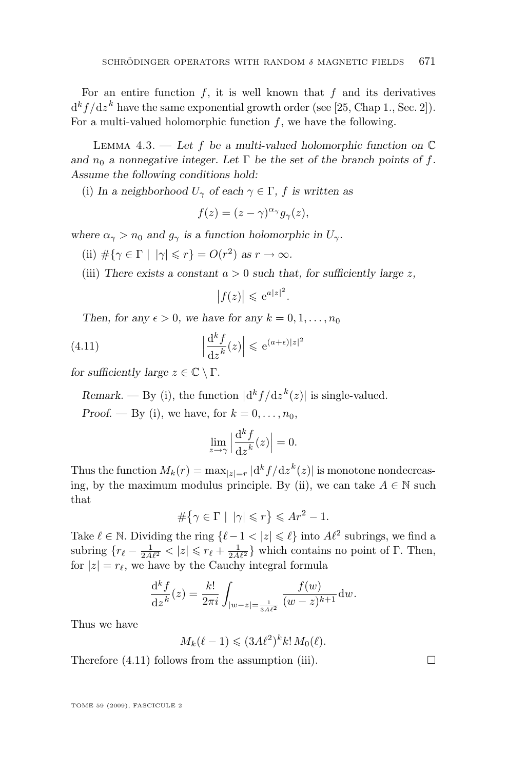For an entire function $f$, it is well known that $f$ and its derivatives $\mathrm{d}^k f/\mathrm{d}z^k$ have the same exponential growth order (see [25, Chap 1., Sec. 2]). For a multi-valued holomorphic function $f$, we have the following.

Lemma 4.3. — *Let $f$ be a multi-valued holomorphic function on $\mathbb{C}$ and $n_0$ a nonnegative integer. Let $\Gamma$ be the set of the branch points of $f$. Assume the following conditions hold:*

(i) *In a neighborhood $U_\gamma$ of each $\gamma \in \Gamma$, $f$ is written as*

$$f(z) = (z-\gamma)^{\alpha_\gamma} g_\gamma(z),$$

*where $\alpha_\gamma > n_0$ and $g_\gamma$ is a function holomorphic in $U_\gamma$.*

(ii) $\#\{\gamma \in \Gamma \mid |\gamma| \leqslant r\} = O(r^2)$ *as* $r \to \infty$.

(iii) *There exists a constant $a > 0$ such that, for sufficiently large $z$,*

$$\big|f(z)\big| \leqslant \mathrm{e}^{a|z|^2}.$$

*Then, for any $\epsilon > 0$, we have for any $k = 0, 1, \ldots, n_0$*

$$\Big|\frac{\mathrm{d}^k f}{\mathrm{d}z^k}(z)\Big| \leqslant \mathrm{e}^{(a+\epsilon)|z|^2} \tag{4.11}$$

*for sufficiently large $z \in \mathbb{C} \setminus \Gamma$.*

*Remark.* — By (i), the function $|\mathrm{d}^k f/\mathrm{d}z^k(z)|$ is single-valued.

*Proof.* — By (i), we have, for $k = 0, \ldots, n_0$,

$$\lim_{z\to\gamma} \Big|\frac{\mathrm{d}^k f}{\mathrm{d}z^k}(z)\Big| = 0.$$

Thus the function $M_k(r) = \max_{|z|=r} |\mathrm{d}^k f/\mathrm{d}z^k(z)|$ is monotone nondecreasing, by the maximum modulus principle. By (ii), we can take $A \in \mathbb{N}$ such that

$$\#\big\{\gamma \in \Gamma \mid |\gamma| \leqslant r\big\} \leqslant Ar^2 - 1.$$

Take $\ell \in \mathbb{N}$. Dividing the ring $\{\ell - 1 < |z| \leqslant \ell\}$ into $A\ell^2$ subrings, we find a subring $\{r_\ell - \frac{1}{2A\ell^2} < |z| \leqslant r_\ell + \frac{1}{2A\ell^2}\}$ which contains no point of $\Gamma$. Then, for $|z| = r_\ell$, we have by the Cauchy integral formula

$$\frac{\mathrm{d}^k f}{\mathrm{d}z^k}(z) = \frac{k!}{2\pi i}\int_{|w-z|=\frac{1}{3A\ell^2}} \frac{f(w)}{(w-z)^{k+1}}\mathrm{d}w.$$

Thus we have

$$M_k(\ell - 1) \leqslant (3A\ell^2)^k k!\, M_0(\ell).$$

Therefore (4.11) follows from the assumption (iii). $\square$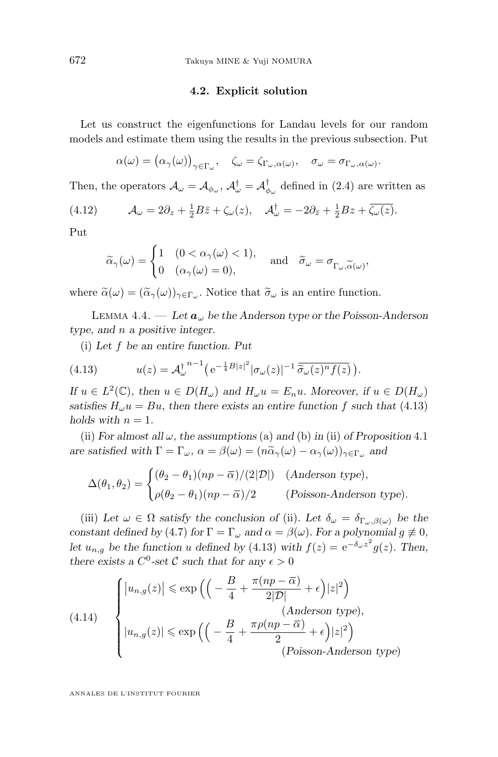### 4.2. Explicit solution

Let us construct the eigenfunctions for Landau levels for our random models and estimate them using the results in the previous subsection. Put

$$\alpha(\omega) = \big(\alpha_\gamma(\omega)\big)_{\gamma\in\Gamma_\omega}, \quad \zeta_\omega = \zeta_{\Gamma_\omega,\alpha(\omega)}, \quad \sigma_\omega = \sigma_{\Gamma_\omega,\alpha(\omega)}.$$

Then, the operators $\mathcal{A}_\omega = \mathcal{A}_{\phi_\omega}$, $\mathcal{A}_\omega^\dagger = \mathcal{A}_{\phi_\omega}^\dagger$ defined in (2.4) are written as

$$\mathcal{A}_\omega = 2\partial_z + \tfrac{1}{2}B\bar{z} + \zeta_\omega(z), \quad \mathcal{A}_\omega^\dagger = -2\partial_{\bar{z}} + \tfrac{1}{2}Bz + \overline{\zeta_\omega(z)}. \tag{4.12}$$

Put

$$\widetilde{\alpha}_\gamma(\omega) = \begin{cases} 1 & (0 < \alpha_\gamma(\omega) < 1), \\ 0 & (\alpha_\gamma(\omega) = 0), \end{cases} \quad \text{and} \quad \widetilde{\sigma}_\omega = \sigma_{\Gamma_\omega,\widetilde{\alpha}(\omega)},$$

where $\widetilde{\alpha}(\omega) = (\widetilde{\alpha}_\gamma(\omega))_{\gamma\in\Gamma_\omega}$. Notice that $\widetilde{\sigma}_\omega$ is an entire function.

Lemma 4.4. — *Let $\boldsymbol{a}_\omega$ be the Anderson type or the Poisson-Anderson type, and $n$ a positive integer.*

(i) *Let $f$ be an entire function. Put*

$$u(z) = {\mathcal{A}_\omega^\dagger}^{n-1}\big(\mathrm{e}^{-\frac{1}{4}B|z|^2}|\sigma_\omega(z)|^{-1}\,\overline{\widetilde{\sigma}_\omega(z)^n f(z)}\,\big). \tag{4.13}$$

*If $u \in L^2(\mathbb{C})$, then $u \in D(H_\omega)$ and $H_\omega u = E_n u$. Moreover, if $u \in D(H_\omega)$ satisfies $H_\omega u = Bu$, then there exists an entire function $f$ such that (4.13) holds with $n = 1$.*

(ii) *For almost all $\omega$, the assumptions* (a) *and* (b) *in* (ii) *of Proposition* 4.1 *are satisfied with $\Gamma = \Gamma_\omega$, $\alpha = \beta(\omega) = (n\widetilde{\alpha}_\gamma(\omega) - \alpha_\gamma(\omega))_{\gamma\in\Gamma_\omega}$ and*

$$\Delta(\theta_1,\theta_2) = \begin{cases} (\theta_2-\theta_1)(np-\overline{\alpha})/(2|\mathcal{D}|) & (\textit{Anderson type}), \\ \rho(\theta_2-\theta_1)(np-\overline{\alpha})/2 & (\textit{Poisson-Anderson type}). \end{cases}$$

(iii) *Let $\omega \in \Omega$ satisfy the conclusion of* (ii). *Let $\delta_\omega = \delta_{\Gamma_\omega,\beta(\omega)}$ be the constant defined by (4.7) for $\Gamma = \Gamma_\omega$ and $\alpha = \beta(\omega)$. For a polynomial $g \not\equiv 0$, let $u_{n,g}$ be the function $u$ defined by (4.13) with $f(z) = \mathrm{e}^{-\delta_\omega z^2}g(z)$. Then, there exists a $C^0$-set $\mathcal{C}$ such that for any $\epsilon > 0$*

$$\begin{cases} \big|u_{n,g}(z)\big| \leqslant \exp\Big(\Big(-\dfrac{B}{4} + \dfrac{\pi(np-\overline{\alpha})}{2|\mathcal{D}|} + \epsilon\Big)|z|^2\Big) \\ \qquad\qquad\qquad\qquad\qquad\qquad\qquad (\textit{Anderson type}), \\ |u_{n,g}(z)| \leqslant \exp\Big(\Big(-\dfrac{B}{4} + \dfrac{\pi\rho(np-\overline{\alpha})}{2} + \epsilon\Big)|z|^2\Big) \\ \qquad\qquad\qquad\qquad\qquad\qquad\qquad (\textit{Poisson-Anderson type}) \end{cases} \tag{4.14}$$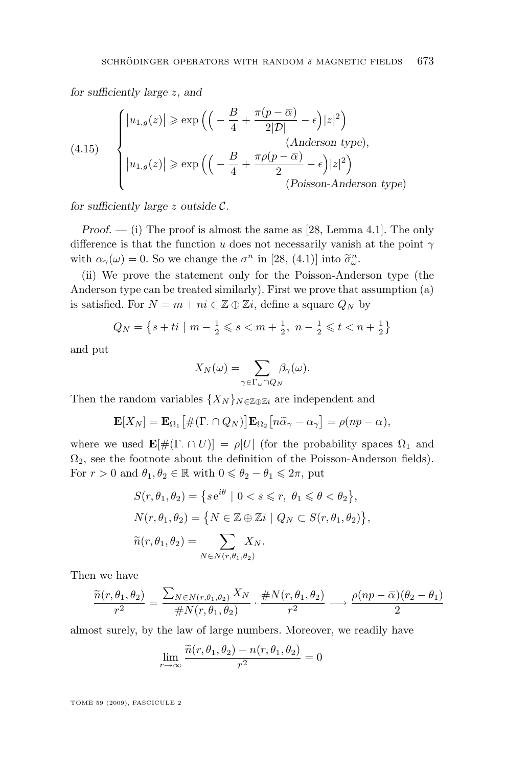*for sufficiently large $z$, and*

$$
(4.15)\quad \begin{cases} \left|u_{1,g}(z)\right| \geqslant \exp\Big(\Big(-\dfrac{B}{4}+\dfrac{\pi(p-\overline{\alpha})}{2|\mathcal{D}|}-\epsilon\Big)|z|^2\Big) \\ \qquad\qquad\qquad\qquad\qquad\qquad (\textit{Anderson type}), \\ \left|u_{1,g}(z)\right| \geqslant \exp\Big(\Big(-\dfrac{B}{4}+\dfrac{\pi\rho(p-\overline{\alpha})}{2}-\epsilon\Big)|z|^2\Big) \\ \qquad\qquad\qquad\qquad\qquad\qquad (\textit{Poisson-Anderson type}) \end{cases}
$$

*for sufficiently large $z$ outside $\mathcal{C}$.*

*Proof.* — (i) The proof is almost the same as [28, Lemma 4.1]. The only difference is that the function $u$ does not necessarily vanish at the point $\gamma$ with $\alpha_\gamma(\omega) = 0$. So we change the $\sigma^n$ in [28, (4.1)] into $\widetilde{\sigma}^n_\omega$.

(ii) We prove the statement only for the Poisson-Anderson type (the Anderson type can be treated similarly). First we prove that assumption (a) is satisfied. For $N = m + ni \in \mathbb{Z}\oplus\mathbb{Z}i$, define a square $Q_N$ by

$$
Q_N = \left\{ s + ti \mid m - \tfrac{1}{2} \leqslant s < m + \tfrac{1}{2},\ n - \tfrac{1}{2} \leqslant t < n + \tfrac{1}{2} \right\}
$$

and put

$$
X_N(\omega) = \sum_{\gamma\in\Gamma_\omega\cap Q_N} \beta_\gamma(\omega).
$$

Then the random variables $\{X_N\}_{N\in\mathbb{Z}\oplus\mathbb{Z}i}$ are independent and

$$
\mathbf{E}[X_N] = \mathbf{E}_{\Omega_1}\big[\#(\Gamma_{\cdot}\cap Q_N)\big]\mathbf{E}_{\Omega_2}\big[n\widetilde{\alpha}_\gamma - \alpha_\gamma\big] = \rho(np - \overline{\alpha}),
$$

where we used $\mathbf{E}[\#(\Gamma_{\cdot}\cap U)] = \rho|U|$ (for the probability spaces $\Omega_1$ and $\Omega_2$, see the footnote about the definition of the Poisson-Anderson fields). For $r > 0$ and $\theta_1, \theta_2 \in \mathbb{R}$ with $0 \leqslant \theta_2 - \theta_1 \leqslant 2\pi$, put

$$
\begin{aligned}
S(r,\theta_1,\theta_2) &= \left\{ s\mathrm{e}^{i\theta} \mid 0 < s \leqslant r,\ \theta_1 \leqslant \theta < \theta_2 \right\},\\
N(r,\theta_1,\theta_2) &= \left\{ N \in \mathbb{Z}\oplus\mathbb{Z}i \mid Q_N \subset S(r,\theta_1,\theta_2) \right\},\\
\widetilde{n}(r,\theta_1,\theta_2) &= \sum_{N\in N(r,\theta_1,\theta_2)} X_N.
\end{aligned}
$$

Then we have

$$
\frac{\widetilde{n}(r,\theta_1,\theta_2)}{r^2} = \frac{\sum_{N\in N(r,\theta_1,\theta_2)} X_N}{\#N(r,\theta_1,\theta_2)} \cdot \frac{\#N(r,\theta_1,\theta_2)}{r^2} \longrightarrow \frac{\rho(np-\overline{\alpha})(\theta_2-\theta_1)}{2}
$$

almost surely, by the law of large numbers. Moreover, we readily have

$$
\lim_{r\to\infty} \frac{\widetilde{n}(r,\theta_1,\theta_2) - n(r,\theta_1,\theta_2)}{r^2} = 0
$$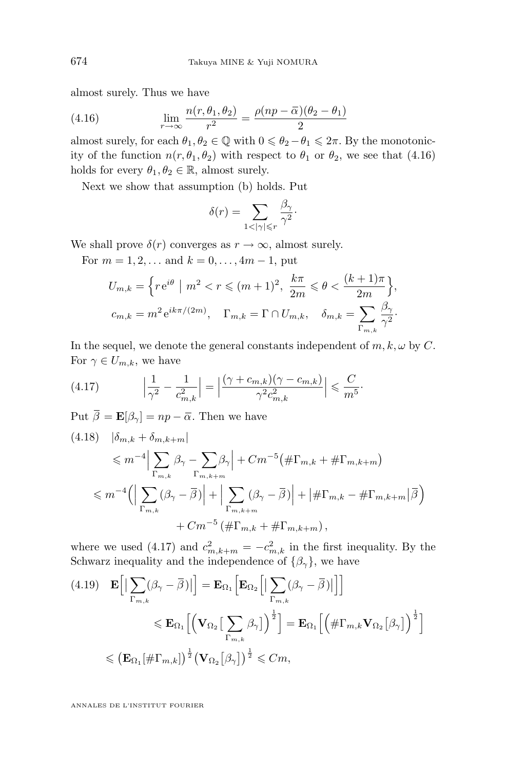almost surely. Thus we have

$$\lim_{r\to\infty} \frac{n(r,\theta_1,\theta_2)}{r^2} = \frac{\rho(np-\overline{\alpha})(\theta_2-\theta_1)}{2} \tag{4.16}$$

almost surely, for each $\theta_1, \theta_2 \in \mathbb{Q}$ with $0 \leqslant \theta_2 - \theta_1 \leqslant 2\pi$. By the monotonicity of the function $n(r,\theta_1,\theta_2)$ with respect to $\theta_1$ or $\theta_2$, we see that (4.16) holds for every $\theta_1, \theta_2 \in \mathbb{R}$, almost surely.

Next we show that assumption (b) holds. Put

$$\delta(r) = \sum_{1<|\gamma|\leqslant r} \frac{\beta_\gamma}{\gamma^2}\cdot$$

We shall prove $\delta(r)$ converges as $r\to\infty$, almost surely.

For $m = 1, 2, \dots$ and $k = 0, \dots, 4m-1$, put

$$U_{m,k} = \Big\{ r\,\mathrm{e}^{i\theta} \;\Big|\; m^2 < r \leqslant (m+1)^2,\; \frac{k\pi}{2m} \leqslant \theta < \frac{(k+1)\pi}{2m} \Big\},$$

$$c_{m,k} = m^2 \mathrm{e}^{ik\pi/(2m)}, \quad \Gamma_{m,k} = \Gamma \cap U_{m,k}, \quad \delta_{m,k} = \sum_{\Gamma_{m,k}} \frac{\beta_\gamma}{\gamma^2}\cdot$$

In the sequel, we denote the general constants independent of $m, k, \omega$ by $C$. For $\gamma \in U_{m,k}$, we have

$$\Big| \frac{1}{\gamma^2} - \frac{1}{c_{m,k}^2} \Big| = \Big| \frac{(\gamma + c_{m,k})(\gamma - c_{m,k})}{\gamma^2 c_{m,k}^2} \Big| \leqslant \frac{C}{m^5}\cdot \tag{4.17}$$

Put $\overline{\beta} = \mathbf{E}[\beta_\gamma] = np - \overline{\alpha}$. Then we have

$$\begin{aligned}
&|\delta_{m,k} + \delta_{m,k+m}| \\
&\quad\leqslant m^{-4} \Big| \sum_{\Gamma_{m,k}} \beta_\gamma - \sum_{\Gamma_{m,k+m}} \beta_\gamma \Big| + Cm^{-5}\big(\#\Gamma_{m,k} + \#\Gamma_{m,k+m}\big) \\
&\quad\leqslant m^{-4}\Big( \Big| \sum_{\Gamma_{m,k}} (\beta_\gamma - \overline{\beta}) \Big| + \Big| \sum_{\Gamma_{m,k+m}} (\beta_\gamma - \overline{\beta}) \Big| + \big|\#\Gamma_{m,k} - \#\Gamma_{m,k+m}\big| \overline{\beta} \Big) \\
&\qquad + Cm^{-5}\left(\#\Gamma_{m,k} + \#\Gamma_{m,k+m}\right),
\end{aligned} \tag{4.18}$$

where we used (4.17) and $c_{m,k+m}^2 = -c_{m,k}^2$ in the first inequality. By the Schwarz inequality and the independence of $\{\beta_\gamma\}$, we have

$$\begin{aligned}
\mathbf{E}\Big[ \big| \sum_{\Gamma_{m,k}} (\beta_\gamma - \overline{\beta}) \big| \Big] &= \mathbf{E}_{\Omega_1}\Big[ \mathbf{E}_{\Omega_2}\Big[ \big| \sum_{\Gamma_{m,k}} (\beta_\gamma - \overline{\beta}) \big| \Big] \Big] \\
&\leqslant \mathbf{E}_{\Omega_1}\Big[ \Big( \mathbf{V}_{\Omega_2}\big[ \sum_{\Gamma_{m,k}} \beta_\gamma \big] \Big)^{\frac{1}{2}} \Big] = \mathbf{E}_{\Omega_1}\Big[ \Big( \#\Gamma_{m,k} \mathbf{V}_{\Omega_2}\big[\beta_\gamma\big] \Big)^{\frac{1}{2}} \Big] \\
&\leqslant \big( \mathbf{E}_{\Omega_1}[\#\Gamma_{m,k}] \big)^{\frac{1}{2}} \big( \mathbf{V}_{\Omega_2}\big[\beta_\gamma\big] \big)^{\frac{1}{2}} \leqslant Cm,
\end{aligned} \tag{4.19}$$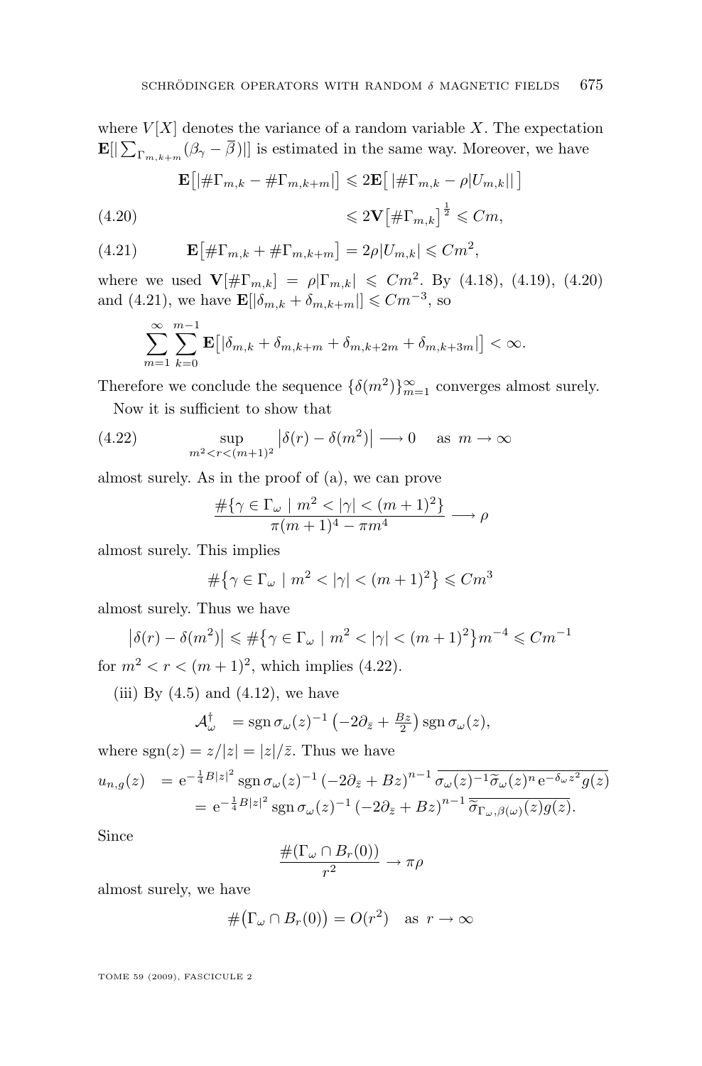where $V[X]$ denotes the variance of a random variable $X$. The expectation $\mathbf{E}[|\sum_{\Gamma_{m,k+m}}(\beta_\gamma - \overline{\beta})|]$ is estimated in the same way. Moreover, we have

$$\mathbf{E}\big[|\#\Gamma_{m,k} - \#\Gamma_{m,k+m}|\big] \leqslant 2\mathbf{E}\big[\,|\#\Gamma_{m,k} - \rho|U_{m,k}||\,\big]$$

$$\leqslant 2\mathbf{V}\big[\#\Gamma_{m,k}\big]^{\frac{1}{2}} \leqslant Cm, \tag{4.20}$$

$$\mathbf{E}\big[\#\Gamma_{m,k} + \#\Gamma_{m,k+m}\big] = 2\rho|U_{m,k}| \leqslant Cm^2, \tag{4.21}$$

where we used $\mathbf{V}[\#\Gamma_{m,k}] = \rho|\Gamma_{m,k}| \leqslant Cm^2$. By (4.18), (4.19), (4.20) and (4.21), we have $\mathbf{E}[|\delta_{m,k} + \delta_{m,k+m}|] \leqslant Cm^{-3}$, so

$$\sum_{m=1}^{\infty}\sum_{k=0}^{m-1}\mathbf{E}\big[|\delta_{m,k} + \delta_{m,k+m} + \delta_{m,k+2m} + \delta_{m,k+3m}|\big] < \infty.$$

Therefore we conclude the sequence $\{\delta(m^2)\}_{m=1}^{\infty}$ converges almost surely.

Now it is sufficient to show that

$$\sup_{m^2 < r < (m+1)^2}\big|\delta(r) - \delta(m^2)\big| \longrightarrow 0 \quad \text{ as } m \to \infty \tag{4.22}$$

almost surely. As in the proof of (a), we can prove

$$\frac{\#\{\gamma \in \Gamma_\omega \mid m^2 < |\gamma| < (m+1)^2\}}{\pi(m+1)^4 - \pi m^4} \longrightarrow \rho$$

almost surely. This implies

$$\#\big\{\gamma \in \Gamma_\omega \mid m^2 < |\gamma| < (m+1)^2\big\} \leqslant Cm^3$$

almost surely. Thus we have

$$\big|\delta(r) - \delta(m^2)\big| \leqslant \#\big\{\gamma \in \Gamma_\omega \mid m^2 < |\gamma| < (m+1)^2\big\}m^{-4} \leqslant Cm^{-1}$$

for $m^2 < r < (m+1)^2$, which implies (4.22).

(iii) By (4.5) and (4.12), we have

$$\mathcal{A}_\omega^\dagger \ = \operatorname{sgn}\sigma_\omega(z)^{-1}\left(-2\partial_{\bar{z}} + \tfrac{Bz}{2}\right)\operatorname{sgn}\sigma_\omega(z),$$

where $\operatorname{sgn}(z) = z/|z| = |z|/\bar{z}$. Thus we have

$$\begin{aligned} u_{n,g}(z) \ &= \mathrm{e}^{-\frac{1}{4}B|z|^2}\operatorname{sgn}\sigma_\omega(z)^{-1}\left(-2\partial_{\bar{z}} + Bz\right)^{n-1}\overline{\sigma_\omega(z)^{-1}\widetilde{\sigma}_\omega(z)^n\,\mathrm{e}^{-\delta_\omega z^2}g(z)} \\ &= \mathrm{e}^{-\frac{1}{4}B|z|^2}\operatorname{sgn}\sigma_\omega(z)^{-1}\left(-2\partial_{\bar{z}} + Bz\right)^{n-1}\overline{\widetilde{\sigma}_{\Gamma_\omega,\beta(\omega)}(z)g(z)}. \end{aligned}$$

Since

$$\frac{\#(\Gamma_\omega \cap B_r(0))}{r^2} \to \pi\rho$$

almost surely, we have

$$\#\big(\Gamma_\omega \cap B_r(0)\big) = O(r^2) \quad \text{as } r \to \infty$$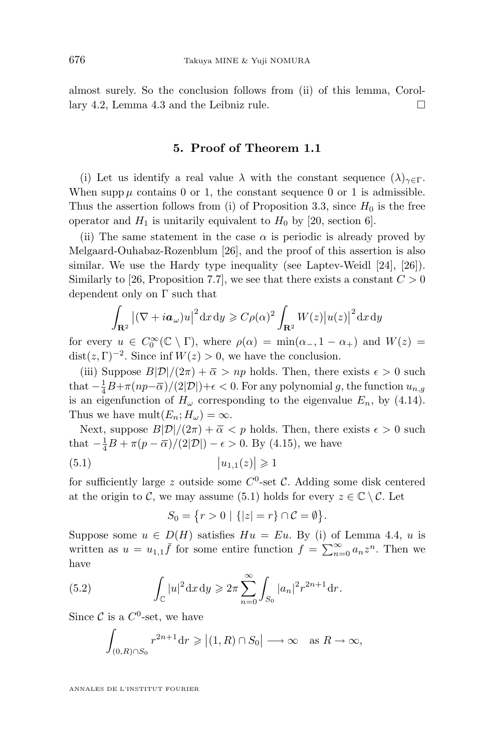almost surely. So the conclusion follows from (ii) of this lemma, Corollary 4.2, Lemma 4.3 and the Leibniz rule. □

## 5. Proof of Theorem 1.1

(i) Let us identify a real value $\lambda$ with the constant sequence $(\lambda)_{\gamma\in\Gamma}$. When $\operatorname{supp}\mu$ contains 0 or 1, the constant sequence 0 or 1 is admissible. Thus the assertion follows from (i) of Proposition 3.3, since $H_0$ is the free operator and $H_1$ is unitarily equivalent to $H_0$ by [20, section 6].

(ii) The same statement in the case $\alpha$ is periodic is already proved by Melgaard-Ouhabaz-Rozenblum [26], and the proof of this assertion is also similar. We use the Hardy type inequality (see Laptev-Weidl [24], [26]). Similarly to [26, Proposition 7.7], we see that there exists a constant $C>0$ dependent only on $\Gamma$ such that

$$\int_{\mathbf{R}^2}\big|(\nabla+i\boldsymbol{a}_\omega)u\big|^2\mathrm{d}x\,\mathrm{d}y\geqslant C\rho(\alpha)^2\int_{\mathbf{R}^2}W(z)\big|u(z)\big|^2\mathrm{d}x\,\mathrm{d}y$$

for every $u\in C_0^\infty(\mathbb{C}\setminus\Gamma)$, where $\rho(\alpha)=\min(\alpha_-,1-\alpha_+)$ and $W(z)=\operatorname{dist}(z,\Gamma)^{-2}$. Since $\inf W(z)>0$, we have the conclusion.

(iii) Suppose $B|\mathcal{D}|/(2\pi)+\overline{\alpha}>np$ holds. Then, there exists $\epsilon>0$ such that $-\frac{1}{4}B+\pi(np-\overline{\alpha})/(2|\mathcal{D}|)+\epsilon<0$. For any polynomial $g$, the function $u_{n,g}$ is an eigenfunction of $H_\omega$ corresponding to the eigenvalue $E_n$, by (4.14). Thus we have $\operatorname{mult}(E_n;H_\omega)=\infty$.

Next, suppose $B|\mathcal{D}|/(2\pi)+\overline{\alpha}<p$ holds. Then, there exists $\epsilon>0$ such that $-\frac{1}{4}B+\pi(p-\overline{\alpha})/(2|\mathcal{D}|)-\epsilon>0$. By (4.15), we have

$$\big|u_{1,1}(z)\big|\geqslant 1 \tag{5.1}$$

for sufficiently large $z$ outside some $C^0$-set $\mathcal{C}$. Adding some disk centered at the origin to $\mathcal{C}$, we may assume (5.1) holds for every $z\in\mathbb{C}\setminus\mathcal{C}$. Let

$$S_0=\big\{r>0\mid\{|z|=r\}\cap\mathcal{C}=\emptyset\big\}.$$

Suppose some $u\in D(H)$ satisfies $Hu=Eu$. By (i) of Lemma 4.4, $u$ is written as $u=u_{1,1}\bar{f}$ for some entire function $f=\sum_{n=0}^\infty a_nz^n$. Then we have

$$\int_{\mathbb{C}}|u|^2\mathrm{d}x\,\mathrm{d}y\geqslant 2\pi\sum_{n=0}^\infty\int_{S_0}|a_n|^2r^{2n+1}\mathrm{d}r. \tag{5.2}$$

Since $\mathcal{C}$ is a $C^0$-set, we have

$$\int_{(0,R)\cap S_0}r^{2n+1}\mathrm{d}r\geqslant\big|(1,R)\cap S_0\big|\longrightarrow\infty\quad\text{as } R\to\infty,$$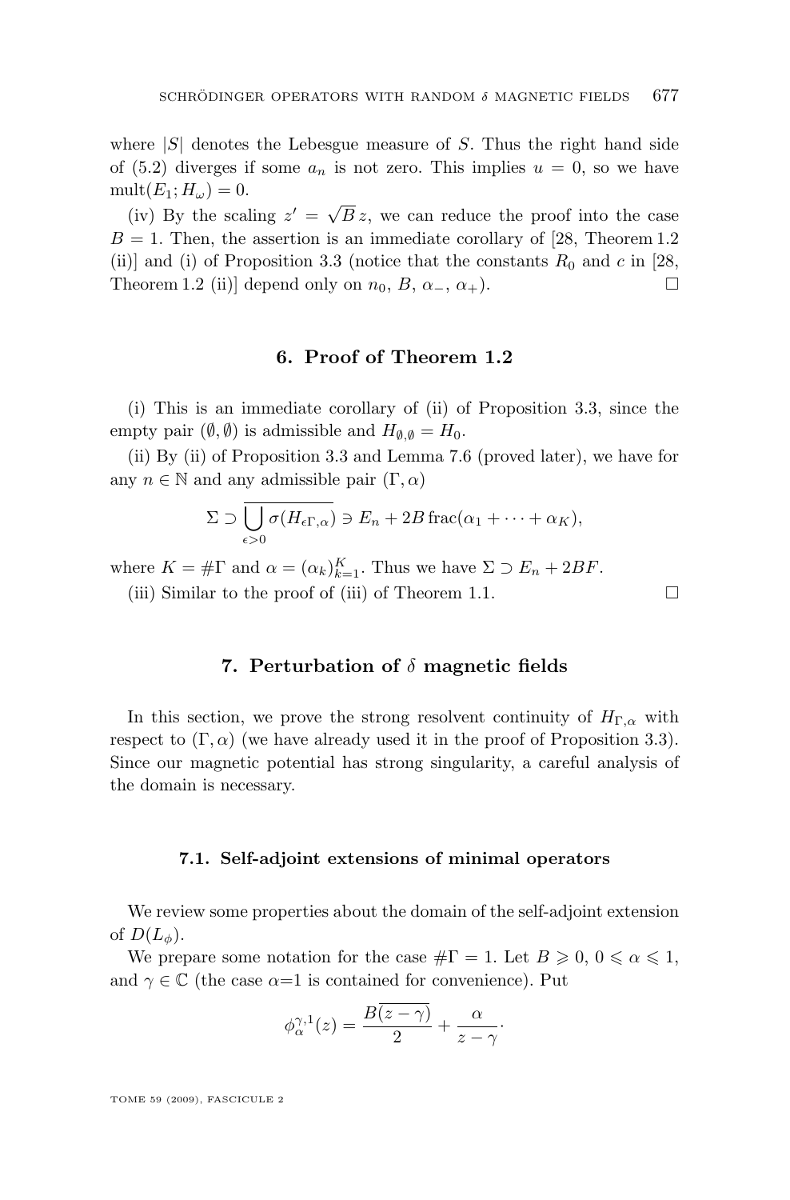where $|S|$ denotes the Lebesgue measure of $S$. Thus the right hand side of (5.2) diverges if some $a_n$ is not zero. This implies $u = 0$, so we have $\mathrm{mult}(E_1; H_\omega) = 0$.

(iv) By the scaling $z' = \sqrt{B}\, z$, we can reduce the proof into the case $B = 1$. Then, the assertion is an immediate corollary of [28, Theorem 1.2 (ii)] and (i) of Proposition 3.3 (notice that the constants $R_0$ and $c$ in [28, Theorem 1.2 (ii)] depend only on $n_0$, $B$, $\alpha_-$, $\alpha_+$). □

## 6. Proof of Theorem 1.2

(i) This is an immediate corollary of (ii) of Proposition 3.3, since the empty pair $(\emptyset, \emptyset)$ is admissible and $H_{\emptyset,\emptyset} = H_0$.

(ii) By (ii) of Proposition 3.3 and Lemma 7.6 (proved later), we have for any $n \in \mathbb{N}$ and any admissible pair $(\Gamma, \alpha)$

$$\Sigma \supset \overline{\bigcup_{\epsilon>0} \sigma(H_{\epsilon\Gamma,\alpha})} \ni E_n + 2B\,\mathrm{frac}(\alpha_1 + \cdots + \alpha_K),$$

where $K = \#\Gamma$ and $\alpha = (\alpha_k)_{k=1}^K$. Thus we have $\Sigma \supset E_n + 2BF$.

(iii) Similar to the proof of (iii) of Theorem 1.1. □

## 7. Perturbation of $\delta$ magnetic fields

In this section, we prove the strong resolvent continuity of $H_{\Gamma,\alpha}$ with respect to $(\Gamma, \alpha)$ (we have already used it in the proof of Proposition 3.3). Since our magnetic potential has strong singularity, a careful analysis of the domain is necessary.

### 7.1. Self-adjoint extensions of minimal operators

We review some properties about the domain of the self-adjoint extension of $D(L_\phi)$.

We prepare some notation for the case $\#\Gamma = 1$. Let $B \geqslant 0$, $0 \leqslant \alpha \leqslant 1$, and $\gamma \in \mathbb{C}$ (the case $\alpha$=1 is contained for convenience). Put

$$\phi_\alpha^{\gamma,1}(z) = \frac{B\overline{(z-\gamma)}}{2} + \frac{\alpha}{z-\gamma}\cdot$$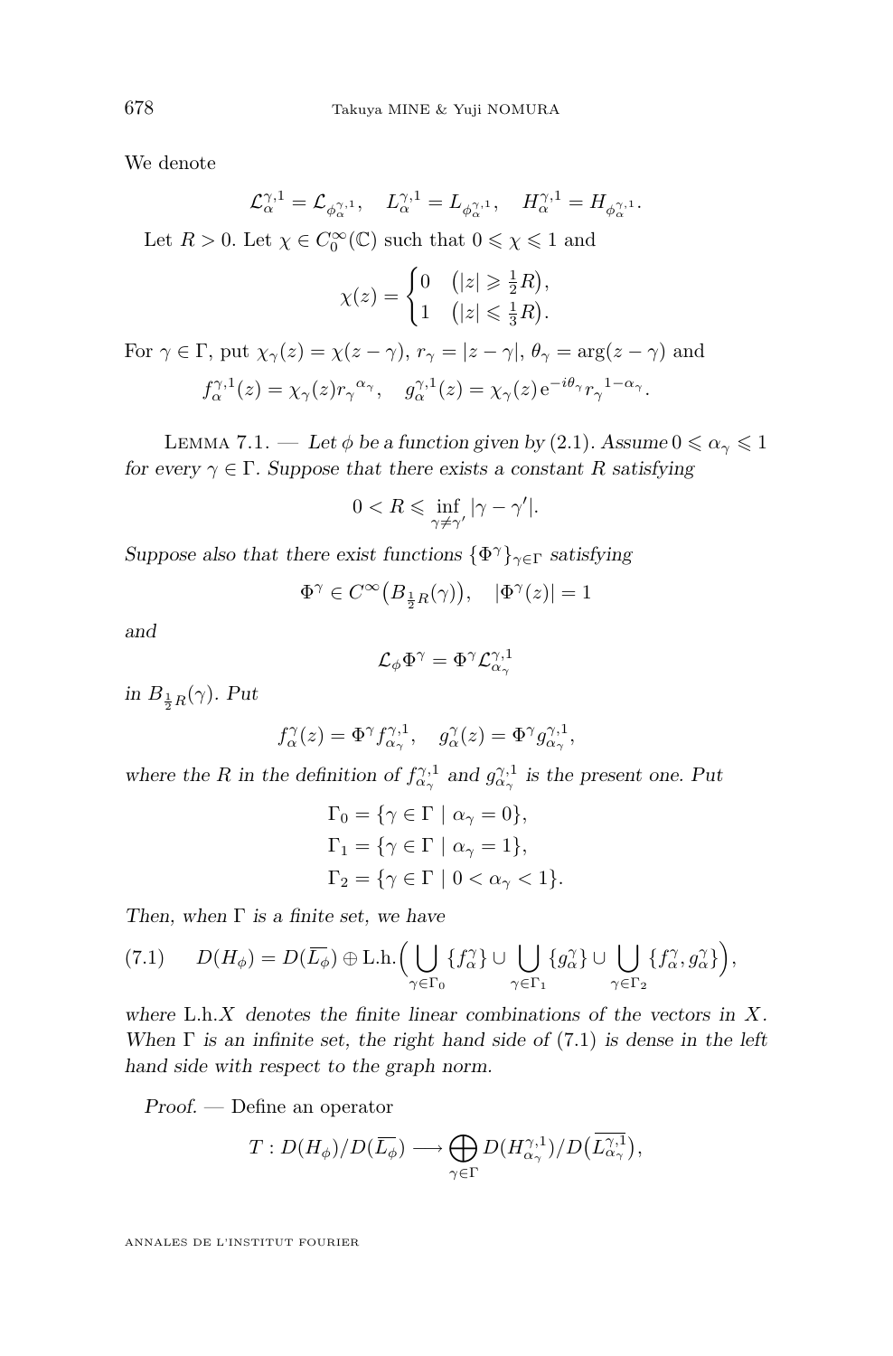We denote

$$\mathcal{L}_\alpha^{\gamma,1} = \mathcal{L}_{\phi_\alpha^{\gamma,1}}, \quad L_\alpha^{\gamma,1} = L_{\phi_\alpha^{\gamma,1}}, \quad H_\alpha^{\gamma,1} = H_{\phi_\alpha^{\gamma,1}}.$$

Let $R > 0$. Let $\chi \in C_0^\infty(\mathbb{C})$ such that $0 \leqslant \chi \leqslant 1$ and

$$\chi(z) = \begin{cases} 0 & \left(|z| \geqslant \frac{1}{2}R\right), \\ 1 & \left(|z| \leqslant \frac{1}{3}R\right). \end{cases}$$

For $\gamma \in \Gamma$, put $\chi_\gamma(z) = \chi(z - \gamma)$, $r_\gamma = |z - \gamma|$, $\theta_\gamma = \arg(z - \gamma)$ and

$$f_\alpha^{\gamma,1}(z) = \chi_\gamma(z) {r_\gamma}^{\alpha_\gamma}, \quad g_\alpha^{\gamma,1}(z) = \chi_\gamma(z) \mathrm{e}^{-i\theta_\gamma} {r_\gamma}^{1-\alpha_\gamma}.$$

Lemma 7.1. — *Let $\phi$ be a function given by (2.1). Assume $0 \leqslant \alpha_\gamma \leqslant 1$ for every $\gamma \in \Gamma$. Suppose that there exists a constant $R$ satisfying*

$$0 < R \leqslant \inf_{\gamma \neq \gamma'} |\gamma - \gamma'|.$$

*Suppose also that there exist functions $\{\Phi^\gamma\}_{\gamma \in \Gamma}$ satisfying*

$$\Phi^\gamma \in C^\infty\big(B_{\frac{1}{2}R}(\gamma)\big), \quad |\Phi^\gamma(z)| = 1$$

*and*

$$\mathcal{L}_\phi \Phi^\gamma = \Phi^\gamma \mathcal{L}_{\alpha_\gamma}^{\gamma,1}$$

*in $B_{\frac{1}{2}R}(\gamma)$. Put*

$$f_\alpha^\gamma(z) = \Phi^\gamma f_{\alpha_\gamma}^{\gamma,1}, \quad g_\alpha^\gamma(z) = \Phi^\gamma g_{\alpha_\gamma}^{\gamma,1},$$

*where the $R$ in the definition of $f_{\alpha_\gamma}^{\gamma,1}$ and $g_{\alpha_\gamma}^{\gamma,1}$ is the present one. Put*

$$\begin{aligned} \Gamma_0 &= \{\gamma \in \Gamma \mid \alpha_\gamma = 0\}, \\ \Gamma_1 &= \{\gamma \in \Gamma \mid \alpha_\gamma = 1\}, \\ \Gamma_2 &= \{\gamma \in \Gamma \mid 0 < \alpha_\gamma < 1\}. \end{aligned}$$

*Then, when $\Gamma$ is a finite set, we have*

$$D(H_\phi) = D(\overline{L_\phi}) \oplus \mathrm{L.h.}\Big( \bigcup_{\gamma \in \Gamma_0} \{f_\alpha^\gamma\} \cup \bigcup_{\gamma \in \Gamma_1} \{g_\alpha^\gamma\} \cup \bigcup_{\gamma \in \Gamma_2} \{f_\alpha^\gamma, g_\alpha^\gamma\} \Big), \tag{7.1}$$

*where $\mathrm{L.h.}X$ denotes the finite linear combinations of the vectors in $X$. When $\Gamma$ is an infinite set, the right hand side of (7.1) is dense in the left hand side with respect to the graph norm.*

*Proof.* — Define an operator

$$T : D(H_\phi)/D(\overline{L_\phi}) \longrightarrow \bigoplus_{\gamma \in \Gamma} D(H_{\alpha_\gamma}^{\gamma,1})/D\big(\overline{L_{\alpha_\gamma}^{\gamma,1}}\big),$$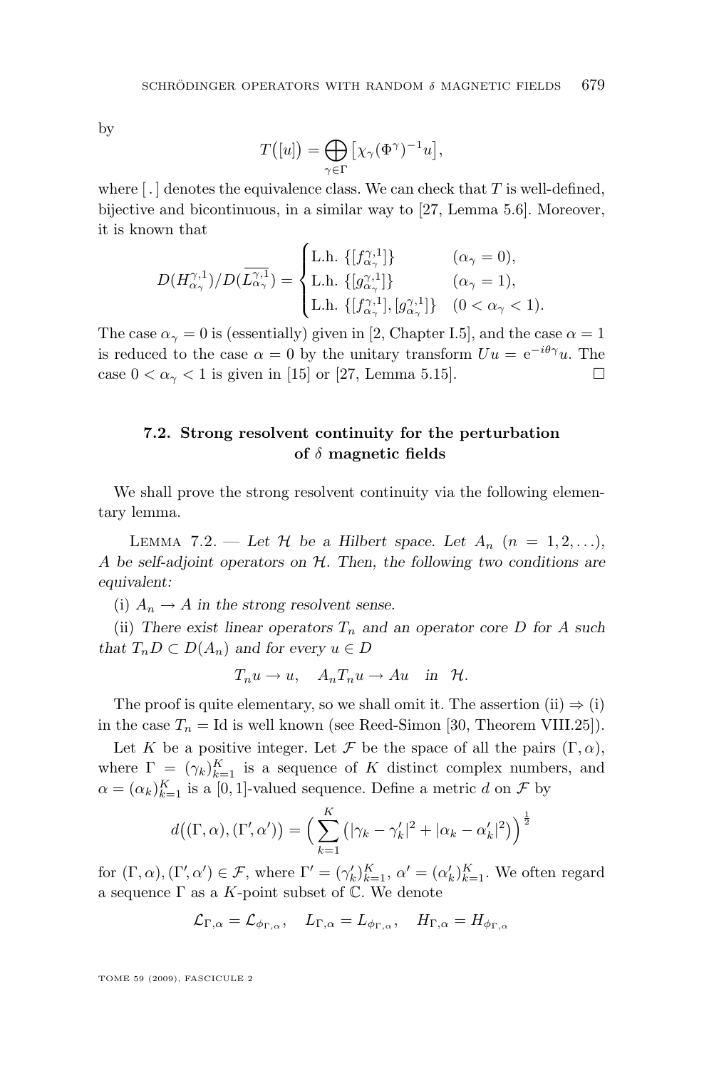by

$$T\big([u]\big) = \bigoplus_{\gamma\in\Gamma} \big[\chi_\gamma (\Phi^\gamma)^{-1} u\big],$$

where $[\,.\,]$ denotes the equivalence class. We can check that $T$ is well-defined, bijective and bicontinuous, in a similar way to [27, Lemma 5.6]. Moreover, it is known that

$$D(H^{\gamma,1}_{\alpha_\gamma})/D(\overline{L^{\gamma,1}_{\alpha_\gamma}}) = \begin{cases} \text{L.h. } \{[f^{\gamma,1}_{\alpha_\gamma}]\} & (\alpha_\gamma = 0), \\ \text{L.h. } \{[g^{\gamma,1}_{\alpha_\gamma}]\} & (\alpha_\gamma = 1), \\ \text{L.h. } \{[f^{\gamma,1}_{\alpha_\gamma}], [g^{\gamma,1}_{\alpha_\gamma}]\} & (0 < \alpha_\gamma < 1). \end{cases}$$

The case $\alpha_\gamma = 0$ is (essentially) given in [2, Chapter I.5], and the case $\alpha = 1$ is reduced to the case $\alpha = 0$ by the unitary transform $Uu = e^{-i\theta_\gamma} u$. The case $0 < \alpha_\gamma < 1$ is given in [15] or [27, Lemma 5.15]. □

### 7.2. Strong resolvent continuity for the perturbation of $\delta$ magnetic fields

We shall prove the strong resolvent continuity via the following elementary lemma.

Lemma 7.2. — *Let $\mathcal{H}$ be a Hilbert space. Let $A_n$ $(n = 1, 2, \ldots)$, $A$ be self-adjoint operators on $\mathcal{H}$. Then, the following two conditions are equivalent:*

(i) *$A_n \to A$ in the strong resolvent sense.*

(ii) *There exist linear operators $T_n$ and an operator core $D$ for $A$ such that $T_n D \subset D(A_n)$ and for every $u \in D$*

$$T_n u \to u, \quad A_n T_n u \to Au \quad \text{in } \ \mathcal{H}.$$

The proof is quite elementary, so we shall omit it. The assertion (ii) ⇒ (i) in the case $T_n = \mathrm{Id}$ is well known (see Reed-Simon [30, Theorem VIII.25]).

Let $K$ be a positive integer. Let $\mathcal{F}$ be the space of all the pairs $(\Gamma, \alpha)$, where $\Gamma = (\gamma_k)_{k=1}^K$ is a sequence of $K$ distinct complex numbers, and $\alpha = (\alpha_k)_{k=1}^K$ is a $[0,1]$-valued sequence. Define a metric $d$ on $\mathcal{F}$ by

$$d\big((\Gamma, \alpha), (\Gamma', \alpha')\big) = \Big( \sum_{k=1}^K \big( |\gamma_k - \gamma'_k|^2 + |\alpha_k - \alpha'_k|^2 \big) \Big)^{\frac{1}{2}}$$

for $(\Gamma, \alpha), (\Gamma', \alpha') \in \mathcal{F}$, where $\Gamma' = (\gamma'_k)_{k=1}^K$, $\alpha' = (\alpha'_k)_{k=1}^K$. We often regard a sequence $\Gamma$ as a $K$-point subset of $\mathbb{C}$. We denote

$$\mathcal{L}_{\Gamma,\alpha} = \mathcal{L}_{\phi_{\Gamma,\alpha}}, \quad L_{\Gamma,\alpha} = L_{\phi_{\Gamma,\alpha}}, \quad H_{\Gamma,\alpha} = H_{\phi_{\Gamma,\alpha}}$$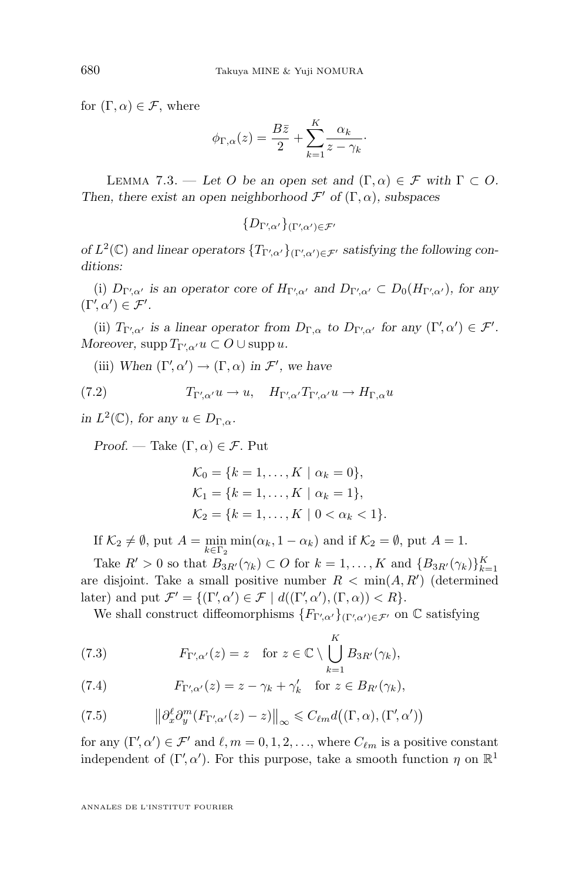for $(\Gamma, \alpha) \in \mathcal{F}$, where

$$\phi_{\Gamma,\alpha}(z) = \frac{B\bar{z}}{2} + \sum_{k=1}^{K} \frac{\alpha_k}{z - \gamma_k}.$$

Lemma 7.3. — *Let $O$ be an open set and $(\Gamma, \alpha) \in \mathcal{F}$ with $\Gamma \subset O$. Then, there exist an open neighborhood $\mathcal{F}'$ of $(\Gamma, \alpha)$, subspaces*

$$\{D_{\Gamma',\alpha'}\}_{(\Gamma',\alpha') \in \mathcal{F}'}$$

*of $L^2(\mathbb{C})$ and linear operators $\{T_{\Gamma',\alpha'}\}_{(\Gamma',\alpha') \in \mathcal{F}'}$ satisfying the following conditions:*

*(i) $D_{\Gamma',\alpha'}$ is an operator core of $H_{\Gamma',\alpha'}$ and $D_{\Gamma',\alpha'} \subset D_0(H_{\Gamma',\alpha'})$, for any $(\Gamma', \alpha') \in \mathcal{F}'$.*

*(ii) $T_{\Gamma',\alpha'}$ is a linear operator from $D_{\Gamma,\alpha}$ to $D_{\Gamma',\alpha'}$ for any $(\Gamma', \alpha') \in \mathcal{F}'$. Moreover, $\operatorname{supp} T_{\Gamma',\alpha'} u \subset O \cup \operatorname{supp} u$.*

*(iii) When $(\Gamma', \alpha') \to (\Gamma, \alpha)$ in $\mathcal{F}'$, we have*

$$T_{\Gamma',\alpha'} u \to u, \quad H_{\Gamma',\alpha'} T_{\Gamma',\alpha'} u \to H_{\Gamma,\alpha} u \tag{7.2}$$

*in $L^2(\mathbb{C})$, for any $u \in D_{\Gamma,\alpha}$.*

*Proof.* — Take $(\Gamma, \alpha) \in \mathcal{F}$. Put

$$\mathcal{K}_0 = \{k = 1, \ldots, K \mid \alpha_k = 0\},$$
$$\mathcal{K}_1 = \{k = 1, \ldots, K \mid \alpha_k = 1\},$$
$$\mathcal{K}_2 = \{k = 1, \ldots, K \mid 0 < \alpha_k < 1\}.$$

If $\mathcal{K}_2 \neq \emptyset$, put $A = \min_{k \in \Gamma_2} \min(\alpha_k, 1 - \alpha_k)$ and if $\mathcal{K}_2 = \emptyset$, put $A = 1$.

Take $R' > 0$ so that $B_{3R'}(\gamma_k) \subset O$ for $k = 1, \ldots, K$ and $\{B_{3R'}(\gamma_k)\}_{k=1}^{K}$ are disjoint. Take a small positive number $R < \min(A, R')$ (determined later) and put $\mathcal{F}' = \{(\Gamma', \alpha') \in \mathcal{F} \mid d((\Gamma', \alpha'), (\Gamma, \alpha)) < R\}$.

We shall construct diffeomorphisms $\{F_{\Gamma',\alpha'}\}_{(\Gamma',\alpha') \in \mathcal{F}'}$ on $\mathbb{C}$ satisfying

$$F_{\Gamma',\alpha'}(z) = z \quad \text{for } z \in \mathbb{C} \setminus \bigcup_{k=1}^{K} B_{3R'}(\gamma_k), \tag{7.3}$$

$$F_{\Gamma',\alpha'}(z) = z - \gamma_k + \gamma'_k \quad \text{for } z \in B_{R'}(\gamma_k), \tag{7.4}$$

$$\left\| \partial_x^{\ell} \partial_y^{m} (F_{\Gamma',\alpha'}(z) - z) \right\|_{\infty} \leqslant C_{\ell m} d\big((\Gamma, \alpha), (\Gamma', \alpha')\big) \tag{7.5}$$

for any $(\Gamma', \alpha') \in \mathcal{F}'$ and $\ell, m = 0, 1, 2, \ldots$, where $C_{\ell m}$ is a positive constant independent of $(\Gamma', \alpha')$. For this purpose, take a smooth function $\eta$ on $\mathbb{R}^1$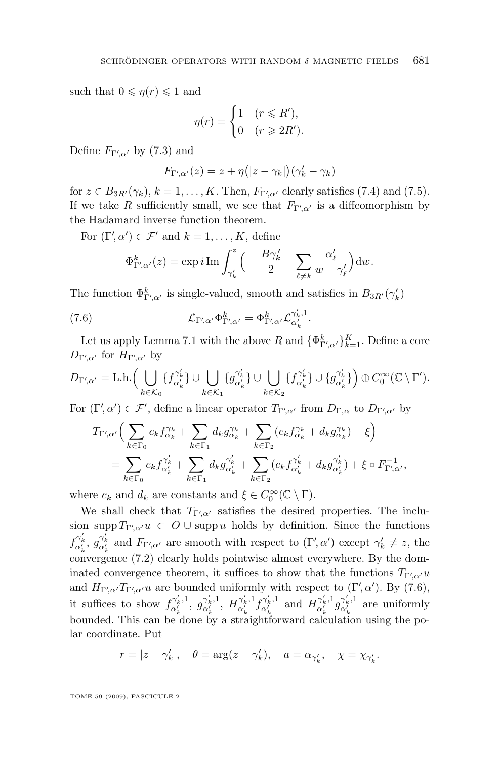such that $0 \leqslant \eta(r) \leqslant 1$ and

$$\eta(r) = \begin{cases} 1 & (r \leqslant R'), \\ 0 & (r \geqslant 2R'). \end{cases}$$

Define $F_{\Gamma',\alpha'}$ by (7.3) and

$$F_{\Gamma',\alpha'}(z) = z + \eta\big(|z - \gamma_k|\big)(\gamma_k' - \gamma_k)$$

for $z \in B_{3R'}(\gamma_k)$, $k = 1, \ldots, K$. Then, $F_{\Gamma',\alpha'}$ clearly satisfies (7.4) and (7.5). If we take $R$ sufficiently small, we see that $F_{\Gamma',\alpha'}$ is a diffeomorphism by the Hadamard inverse function theorem.

For $(\Gamma', \alpha') \in \mathcal{F}'$ and $k = 1, \ldots, K$, define

$$\Phi^k_{\Gamma',\alpha'}(z) = \exp i \operatorname{Im} \int_{\gamma_k'}^{z} \Big( -\frac{B\bar{\gamma}_k'}{2} - \sum_{\ell \neq k} \frac{\alpha_\ell'}{w - \gamma_\ell'} \Big) \mathrm{d}w.$$

The function $\Phi^k_{\Gamma',\alpha'}$ is single-valued, smooth and satisfies in $B_{3R'}(\gamma_k')$

$$\mathcal{L}_{\Gamma',\alpha'} \Phi^k_{\Gamma',\alpha'} = \Phi^k_{\Gamma',\alpha'} \mathcal{L}^{\gamma_k',1}_{\alpha_k'}. \tag{7.6}$$

Let us apply Lemma 7.1 with the above $R$ and $\{\Phi^k_{\Gamma',\alpha'}\}_{k=1}^K$. Define a core $D_{\Gamma',\alpha'}$ for $H_{\Gamma',\alpha'}$ by

$$D_{\Gamma',\alpha'} = \mathrm{L.h.}\Big( \bigcup_{k \in \mathcal{K}_0} \{f^{\gamma_k'}_{\alpha_k'}\} \cup \bigcup_{k \in \mathcal{K}_1} \{g^{\gamma_k'}_{\alpha_k'}\} \cup \bigcup_{k \in \mathcal{K}_2} \{f^{\gamma_k'}_{\alpha_k'}\} \cup \{g^{\gamma_k'}_{\alpha_k'}\} \Big) \oplus C_0^\infty(\mathbb{C} \setminus \Gamma').$$

For $(\Gamma', \alpha') \in \mathcal{F}'$, define a linear operator $T_{\Gamma',\alpha'}$ from $D_{\Gamma,\alpha}$ to $D_{\Gamma',\alpha'}$ by

$$\begin{aligned} T_{\Gamma',\alpha'} &\Big( \sum_{k \in \Gamma_0} c_k f^{\gamma_k}_{\alpha_k} + \sum_{k \in \Gamma_1} d_k g^{\gamma_k}_{\alpha_k} + \sum_{k \in \Gamma_2} (c_k f^{\gamma_k}_{\alpha_k} + d_k g^{\gamma_k}_{\alpha_k}) + \xi \Big) \\ &= \sum_{k \in \Gamma_0} c_k f^{\gamma_k'}_{\alpha_k'} + \sum_{k \in \Gamma_1} d_k g^{\gamma_k'}_{\alpha_k'} + \sum_{k \in \Gamma_2} (c_k f^{\gamma_k'}_{\alpha_k'} + d_k g^{\gamma_k'}_{\alpha_k'}) + \xi \circ F^{-1}_{\Gamma',\alpha'}, \end{aligned}$$

where $c_k$ and $d_k$ are constants and $\xi \in C_0^\infty(\mathbb{C} \setminus \Gamma)$.

We shall check that $T_{\Gamma',\alpha'}$ satisfies the desired properties. The inclusion $\operatorname{supp} T_{\Gamma',\alpha'} u \subset O \cup \operatorname{supp} u$ holds by definition. Since the functions $f^{\gamma_k'}_{\alpha_k'}$, $g^{\gamma_k'}_{\alpha_k'}$ and $F_{\Gamma',\alpha'}$ are smooth with respect to $(\Gamma', \alpha')$ except $\gamma_k' \neq z$, the convergence (7.2) clearly holds pointwise almost everywhere. By the dominated convergence theorem, it suffices to show that the functions $T_{\Gamma',\alpha'} u$ and $H_{\Gamma',\alpha'} T_{\Gamma',\alpha'} u$ are bounded uniformly with respect to $(\Gamma', \alpha')$. By (7.6), it suffices to show $f^{\gamma_k',1}_{\alpha_k'}$, $g^{\gamma_k',1}_{\alpha_k'}$, $H^{\gamma_k',1}_{\alpha_k'} f^{\gamma_k',1}_{\alpha_k'}$ and $H^{\gamma_k',1}_{\alpha_k'} g^{\gamma_k',1}_{\alpha_k'}$ are uniformly bounded. This can be done by a straightforward calculation using the polar coordinate. Put

$$r = |z - \gamma_k'|, \quad \theta = \arg(z - \gamma_k'), \quad a = \alpha_{\gamma_k'}, \quad \chi = \chi_{\gamma_k'}.$$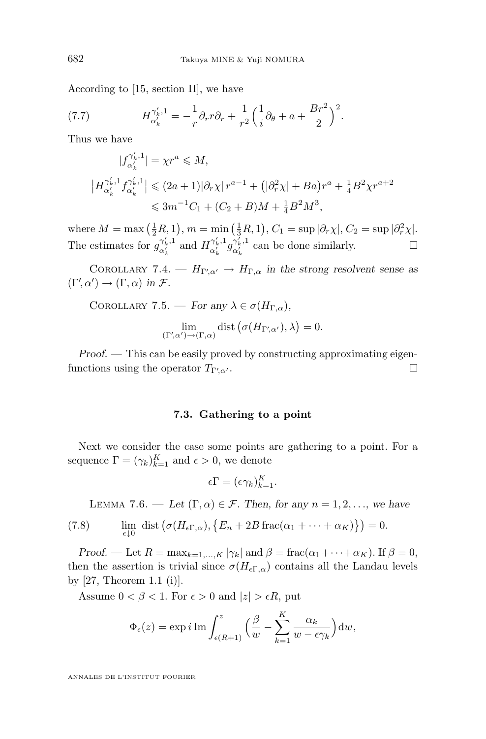According to [15, section II], we have

$$H^{\gamma'_k,1}_{\alpha'_k} = -\frac{1}{r}\partial_r r \partial_r + \frac{1}{r^2}\Big(\frac{1}{i}\partial_\theta + a + \frac{Br^2}{2}\Big)^2. \tag{7.7}$$

Thus we have

$$\begin{aligned}
|f^{\gamma'_k,1}_{\alpha'_k}| &= \chi r^a \leqslant M,\\
\big|H^{\gamma'_k,1}_{\alpha'_k} f^{\gamma'_k,1}_{\alpha'_k}\big| &\leqslant (2a+1)|\partial_r \chi|\, r^{a-1} + \big(|\partial_r^2 \chi| + Ba\big) r^a + \tfrac{1}{4}B^2 \chi r^{a+2}\\
&\leqslant 3m^{-1}C_1 + (C_2 + B)M + \tfrac{1}{4}B^2 M^3,
\end{aligned}$$

where $M = \max\big(\frac{1}{2}R, 1\big)$, $m = \min\big(\frac{1}{3}R, 1\big)$, $C_1 = \sup|\partial_r \chi|$, $C_2 = \sup|\partial_r^2 \chi|$. The estimates for $g^{\gamma'_k,1}_{\alpha'_k}$ and $H^{\gamma'_k,1}_{\alpha'_k} g^{\gamma'_k,1}_{\alpha'_k}$ can be done similarly. □

Corollary 7.4. — *$H_{\Gamma',\alpha'} \to H_{\Gamma,\alpha}$ in the strong resolvent sense as $(\Gamma',\alpha') \to (\Gamma,\alpha)$ in $\mathcal{F}$.*

Corollary 7.5. — *For any $\lambda \in \sigma(H_{\Gamma,\alpha})$,*

$$\lim_{(\Gamma',\alpha')\to(\Gamma,\alpha)} \operatorname{dist}\big(\sigma(H_{\Gamma',\alpha'}), \lambda\big) = 0.$$

*Proof.* — This can be easily proved by constructing approximating eigenfunctions using the operator $T_{\Gamma',\alpha'}$. □

### 7.3. Gathering to a point

Next we consider the case some points are gathering to a point. For a sequence $\Gamma = (\gamma_k)_{k=1}^K$ and $\epsilon > 0$, we denote

$$\epsilon\Gamma = (\epsilon\gamma_k)_{k=1}^K.$$

Lemma 7.6. — *Let $(\Gamma,\alpha) \in \mathcal{F}$. Then, for any $n = 1, 2, \ldots$, we have*

$$\lim_{\epsilon \downarrow 0} \operatorname{dist}\big(\sigma(H_{\epsilon\Gamma,\alpha}), \big\{E_n + 2B\operatorname{frac}(\alpha_1 + \cdots + \alpha_K)\big\}\big) = 0. \tag{7.8}$$

*Proof.* — Let $R = \max_{k=1,\ldots,K}|\gamma_k|$ and $\beta = \operatorname{frac}(\alpha_1 + \cdots + \alpha_K)$. If $\beta = 0$, then the assertion is trivial since $\sigma(H_{\epsilon\Gamma,\alpha})$ contains all the Landau levels by [27, Theorem 1.1 (i)].

Assume $0 < \beta < 1$. For $\epsilon > 0$ and $|z| > \epsilon R$, put

$$\Phi_\epsilon(z) = \exp i \operatorname{Im} \int_{\epsilon(R+1)}^{z} \Big(\frac{\beta}{w} - \sum_{k=1}^{K} \frac{\alpha_k}{w - \epsilon\gamma_k}\Big)\mathrm{d}w,$$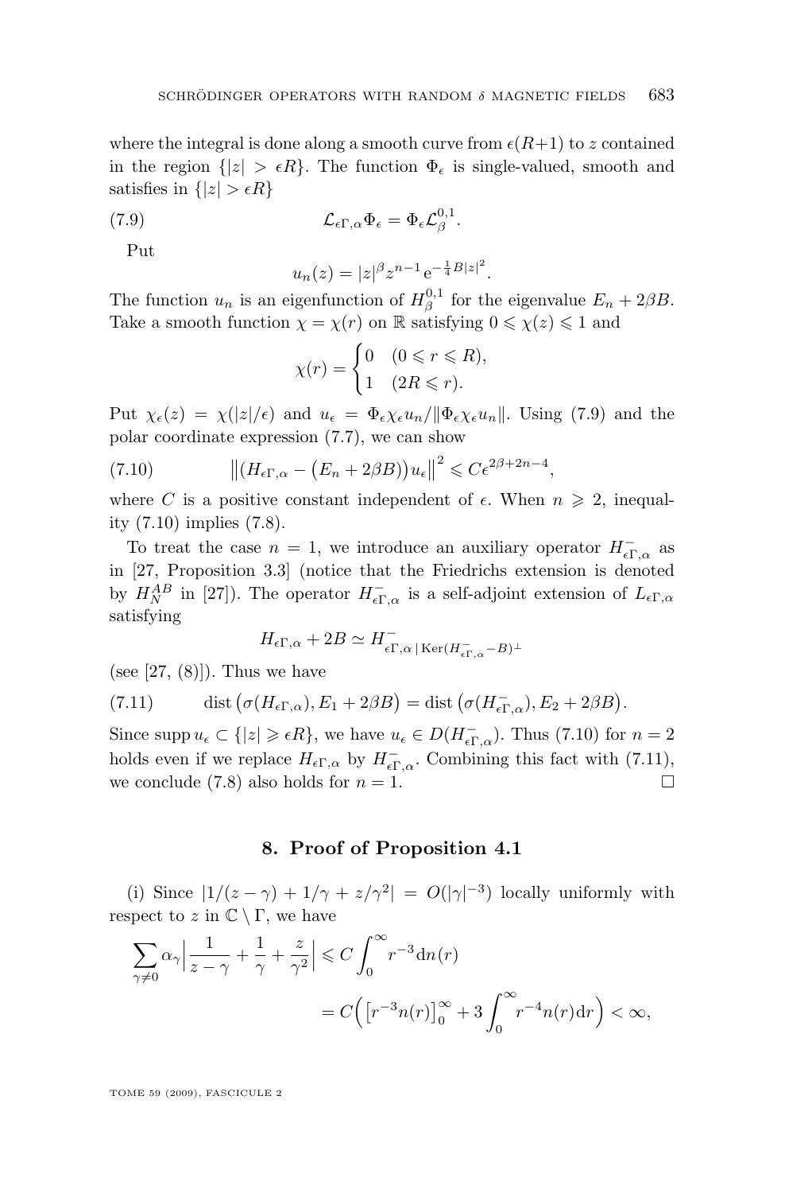where the integral is done along a smooth curve from $\epsilon(R+1)$ to $z$ contained in the region $\{|z| > \epsilon R\}$. The function $\Phi_\epsilon$ is single-valued, smooth and satisfies in $\{|z| > \epsilon R\}$

$$\mathcal{L}_{\epsilon\Gamma,\alpha}\Phi_\epsilon = \Phi_\epsilon \mathcal{L}_\beta^{0,1}. \tag{7.9}$$

Put

$$u_n(z) = |z|^\beta z^{n-1} \mathrm{e}^{-\frac{1}{4}B|z|^2}.$$

The function $u_n$ is an eigenfunction of $H_\beta^{0,1}$ for the eigenvalue $E_n + 2\beta B$. Take a smooth function $\chi = \chi(r)$ on $\mathbb{R}$ satisfying $0 \leqslant \chi(z) \leqslant 1$ and

$$\chi(r) = \begin{cases} 0 & (0 \leqslant r \leqslant R), \\ 1 & (2R \leqslant r). \end{cases}$$

Put $\chi_\epsilon(z) = \chi(|z|/\epsilon)$ and $u_\epsilon = \Phi_\epsilon \chi_\epsilon u_n / \|\Phi_\epsilon \chi_\epsilon u_n\|$. Using (7.9) and the polar coordinate expression (7.7), we can show

$$\left\|\left(H_{\epsilon\Gamma,\alpha} - \left(E_n + 2\beta B\right)\right) u_\epsilon\right\|^2 \leqslant C\epsilon^{2\beta+2n-4}, \tag{7.10}$$

where $C$ is a positive constant independent of $\epsilon$. When $n \geqslant 2$, inequality (7.10) implies (7.8).

To treat the case $n = 1$, we introduce an auxiliary operator $H_{\epsilon\Gamma,\alpha}^-$ as in [27, Proposition 3.3] (notice that the Friedrichs extension is denoted by $H_N^{AB}$ in [27]). The operator $H_{\epsilon\Gamma,\alpha}^-$ is a self-adjoint extension of $L_{\epsilon\Gamma,\alpha}$ satisfying

$$H_{\epsilon\Gamma,\alpha} + 2B \simeq H^-_{\epsilon\Gamma,\alpha\,|\,\mathrm{Ker}(H^-_{\epsilon\Gamma,\alpha} - B)^\perp}$$

(see [27, (8)]). Thus we have

$$\mathrm{dist}\left(\sigma(H_{\epsilon\Gamma,\alpha}), E_1 + 2\beta B\right) = \mathrm{dist}\left(\sigma(H^-_{\epsilon\Gamma,\alpha}), E_2 + 2\beta B\right). \tag{7.11}$$

Since $\operatorname{supp} u_\epsilon \subset \{|z| \geqslant \epsilon R\}$, we have $u_\epsilon \in D(H^-_{\epsilon\Gamma,\alpha})$. Thus (7.10) for $n = 2$ holds even if we replace $H_{\epsilon\Gamma,\alpha}$ by $H^-_{\epsilon\Gamma,\alpha}$. Combining this fact with (7.11), we conclude (7.8) also holds for $n = 1$. □

## 8. Proof of Proposition 4.1

(i) Since $|1/(z-\gamma) + 1/\gamma + z/\gamma^2| = O(|\gamma|^{-3})$ locally uniformly with respect to $z$ in $\mathbb{C} \setminus \Gamma$, we have

$$\begin{aligned}
\sum_{\gamma \neq 0} \alpha_\gamma \Big| \frac{1}{z-\gamma} + \frac{1}{\gamma} + \frac{z}{\gamma^2} \Big| &\leqslant C \int_0^\infty r^{-3} \mathrm{d}n(r) \\
&= C\Big( \left[r^{-3} n(r)\right]_0^\infty + 3\int_0^\infty r^{-4} n(r) \mathrm{d}r \Big) < \infty,
\end{aligned}$$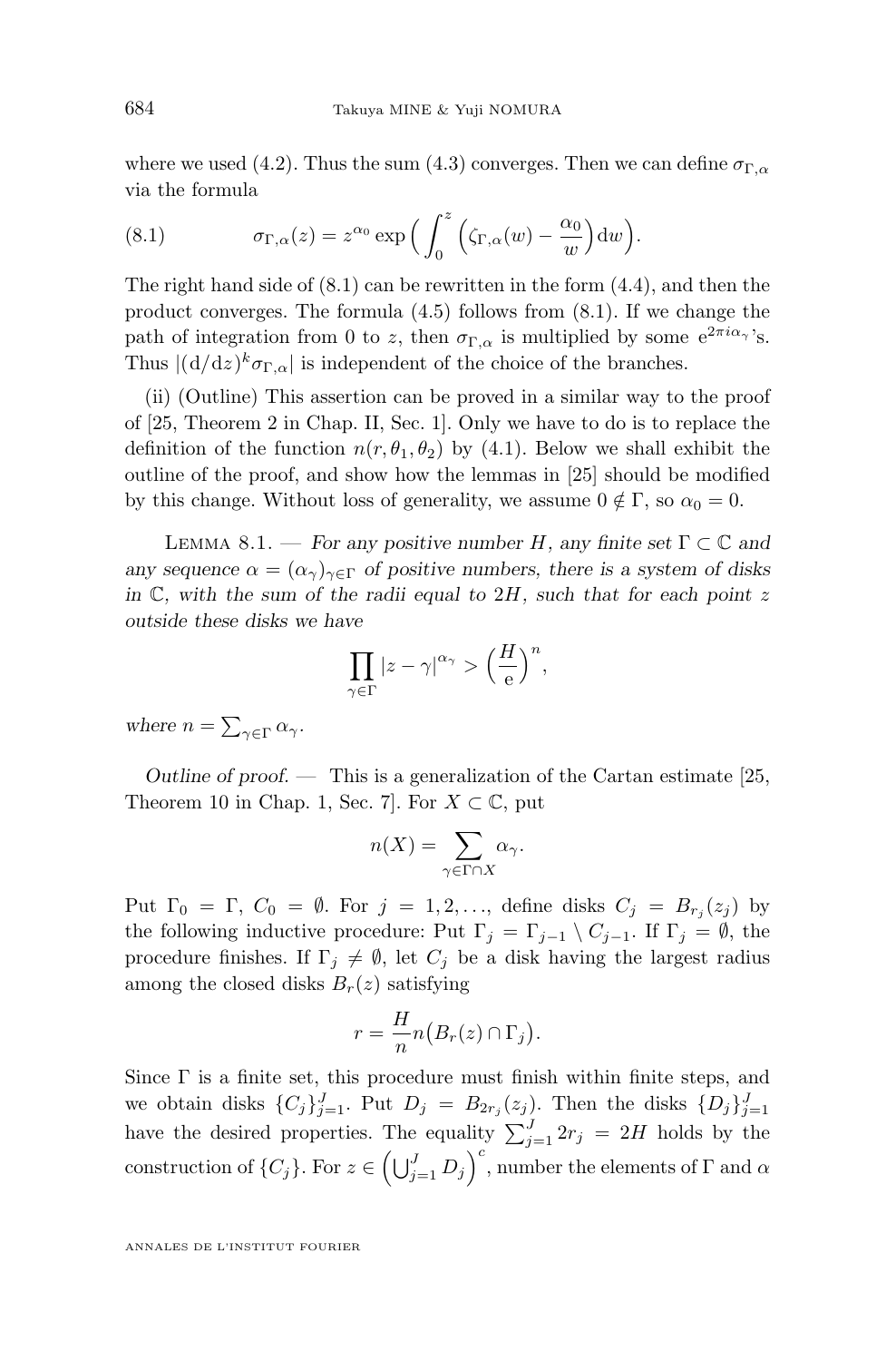where we used (4.2). Thus the sum (4.3) converges. Then we can define $\sigma_{\Gamma,\alpha}$ via the formula

$$\sigma_{\Gamma,\alpha}(z) = z^{\alpha_0} \exp\Big( \int_0^z \Big(\zeta_{\Gamma,\alpha}(w) - \frac{\alpha_0}{w}\Big) \mathrm{d}w \Big). \tag{8.1}$$

The right hand side of (8.1) can be rewritten in the form (4.4), and then the product converges. The formula (4.5) follows from (8.1). If we change the path of integration from 0 to $z$, then $\sigma_{\Gamma,\alpha}$ is multiplied by some $\mathrm{e}^{2\pi i \alpha_\gamma}$'s. Thus $|(\mathrm{d}/\mathrm{d}z)^k \sigma_{\Gamma,\alpha}|$ is independent of the choice of the branches.

(ii) (Outline) This assertion can be proved in a similar way to the proof of [25, Theorem 2 in Chap. II, Sec. 1]. Only we have to do is to replace the definition of the function $n(r, \theta_1, \theta_2)$ by (4.1). Below we shall exhibit the outline of the proof, and show how the lemmas in [25] should be modified by this change. Without loss of generality, we assume $0 \notin \Gamma$, so $\alpha_0 = 0$.

Lemma 8.1. — *For any positive number $H$, any finite set $\Gamma \subset \mathbb{C}$ and any sequence $\alpha = (\alpha_\gamma)_{\gamma \in \Gamma}$ of positive numbers, there is a system of disks in $\mathbb{C}$, with the sum of the radii equal to $2H$, such that for each point $z$ outside these disks we have*

$$\prod_{\gamma \in \Gamma} |z - \gamma|^{\alpha_\gamma} > \Big(\frac{H}{\mathrm{e}}\Big)^n,$$

*where $n = \sum_{\gamma \in \Gamma} \alpha_\gamma$.*

*Outline of proof.* — This is a generalization of the Cartan estimate [25, Theorem 10 in Chap. 1, Sec. 7]. For $X \subset \mathbb{C}$, put

$$n(X) = \sum_{\gamma \in \Gamma \cap X} \alpha_\gamma.$$

Put $\Gamma_0 = \Gamma$, $C_0 = \emptyset$. For $j = 1, 2, \ldots$, define disks $C_j = B_{r_j}(z_j)$ by the following inductive procedure: Put $\Gamma_j = \Gamma_{j-1} \setminus C_{j-1}$. If $\Gamma_j = \emptyset$, the procedure finishes. If $\Gamma_j \neq \emptyset$, let $C_j$ be a disk having the largest radius among the closed disks $B_r(z)$ satisfying

$$r = \frac{H}{n} n\big(B_r(z) \cap \Gamma_j\big).$$

Since $\Gamma$ is a finite set, this procedure must finish within finite steps, and we obtain disks $\{C_j\}_{j=1}^J$. Put $D_j = B_{2r_j}(z_j)$. Then the disks $\{D_j\}_{j=1}^J$ have the desired properties. The equality $\sum_{j=1}^J 2r_j = 2H$ holds by the construction of $\{C_j\}$. For $z \in \Big(\bigcup_{j=1}^J D_j\Big)^c$, number the elements of $\Gamma$ and $\alpha$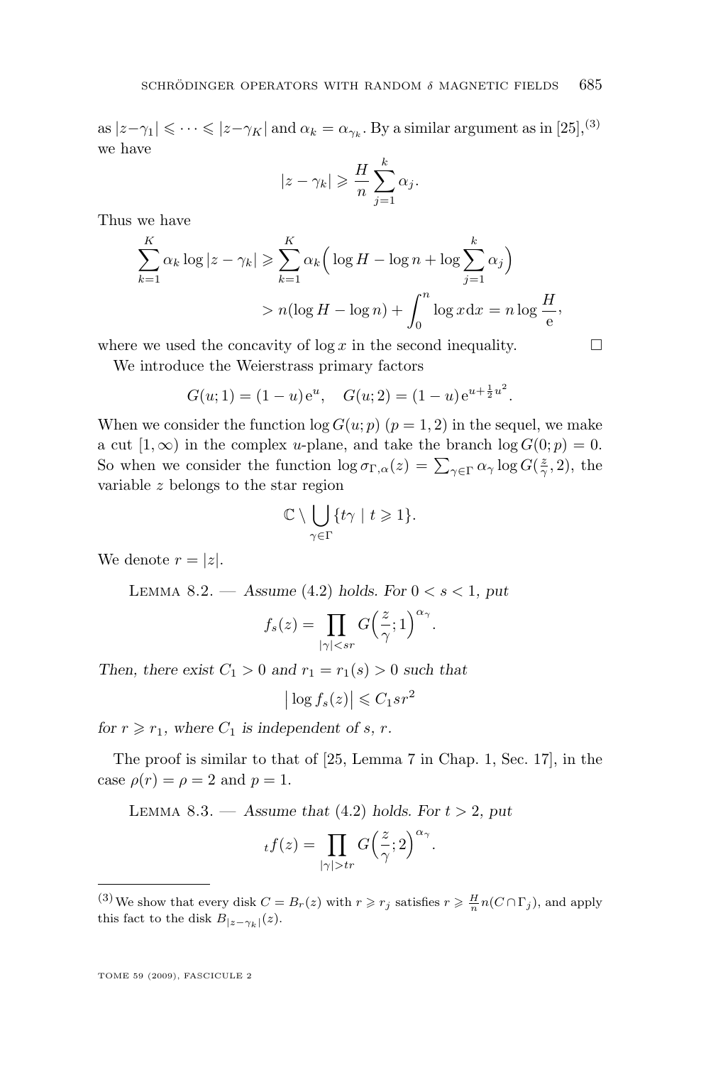as $|z-\gamma_1| \leqslant \cdots \leqslant |z-\gamma_K|$ and $\alpha_k = \alpha_{\gamma_k}$. By a similar argument as in [25],[3] we have

$$|z - \gamma_k| \geqslant \frac{H}{n} \sum_{j=1}^{k} \alpha_j.$$

Thus we have

$$\begin{aligned}
\sum_{k=1}^{K} \alpha_k \log|z - \gamma_k| &\geqslant \sum_{k=1}^{K} \alpha_k \Big( \log H - \log n + \log \sum_{j=1}^{k} \alpha_j \Big) \\
&> n(\log H - \log n) + \int_0^n \log x \, \mathrm{d}x = n \log \frac{H}{\mathrm{e}},
\end{aligned}$$

where we used the concavity of $\log x$ in the second inequality. $\square$

We introduce the Weierstrass primary factors

$$G(u;1) = (1-u)\,\mathrm{e}^{u}, \quad G(u;2) = (1-u)\,\mathrm{e}^{u+\frac{1}{2}u^2}.$$

When we consider the function $\log G(u;p)$ $(p = 1,2)$ in the sequel, we make a cut $[1,\infty)$ in the complex $u$-plane, and take the branch $\log G(0;p) = 0$. So when we consider the function $\log \sigma_{\Gamma,\alpha}(z) = \sum_{\gamma\in\Gamma} \alpha_\gamma \log G(\frac{z}{\gamma}, 2)$, the variable $z$ belongs to the star region

$$\mathbb{C} \setminus \bigcup_{\gamma\in\Gamma} \{t\gamma \mid t \geqslant 1\}.$$

We denote $r = |z|$.

Lemma 8.2. — *Assume* (4.2) *holds. For* $0 < s < 1$, *put*

$$f_s(z) = \prod_{|\gamma|<sr} G\Big(\frac{z}{\gamma};1\Big)^{\alpha_\gamma}.$$

*Then, there exist* $C_1 > 0$ *and* $r_1 = r_1(s) > 0$ *such that*

$$\big|\log f_s(z)\big| \leqslant C_1 s r^2$$

*for* $r \geqslant r_1$, *where* $C_1$ *is independent of* $s$, $r$.

The proof is similar to that of [25, Lemma 7 in Chap. 1, Sec. 17], in the case $\rho(r) = \rho = 2$ and $p = 1$.

Lemma 8.3. — *Assume that* (4.2) *holds. For* $t > 2$, *put*

$${}_t f(z) = \prod_{|\gamma|>tr} G\Big(\frac{z}{\gamma};2\Big)^{\alpha_\gamma}.$$

---

[3] We show that every disk $C = B_r(z)$ with $r \geqslant r_j$ satisfies $r \geqslant \frac{H}{n} n(C \cap \Gamma_j)$, and apply this fact to the disk $B_{|z-\gamma_k|}(z)$.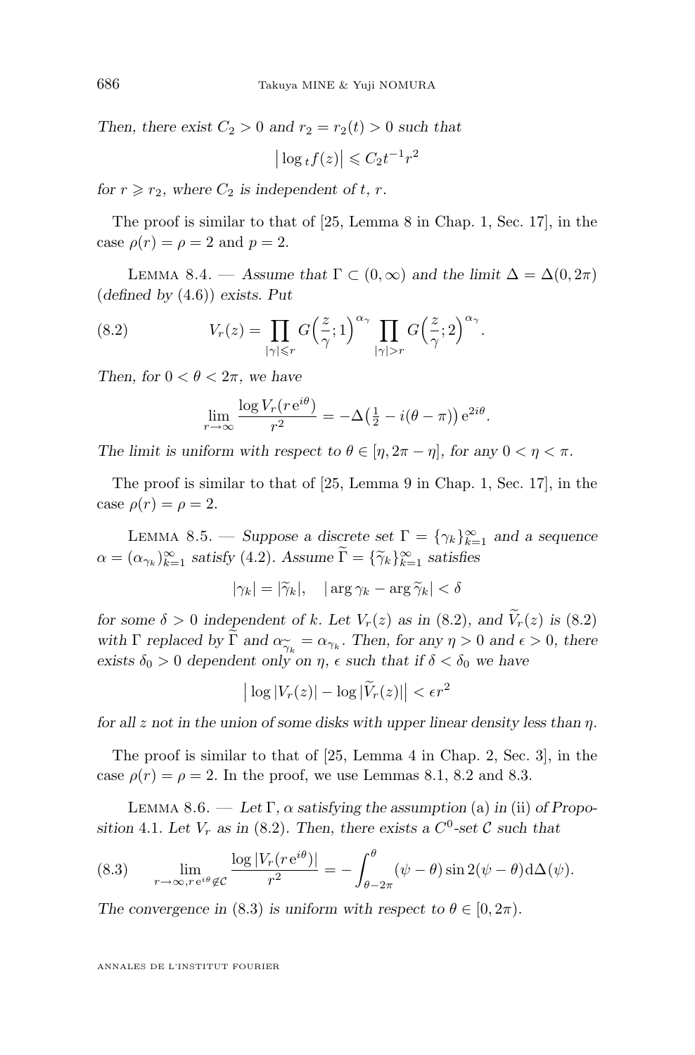*Then, there exist $C_2 > 0$ and $r_2 = r_2(t) > 0$ such that*

$$\left| \log_t f(z) \right| \leqslant C_2 t^{-1} r^2$$

*for $r \geqslant r_2$, where $C_2$ is independent of $t$, $r$.*

The proof is similar to that of [25, Lemma 8 in Chap. 1, Sec. 17], in the case $\rho(r) = \rho = 2$ and $p = 2$.

Lemma 8.4. — *Assume that $\Gamma \subset (0, \infty)$ and the limit $\Delta = \Delta(0, 2\pi)$ (defined by (4.6)) exists. Put*

$$V_r(z) = \prod_{|\gamma| \leqslant r} G\Big(\frac{z}{\gamma}; 1\Big)^{\alpha_\gamma} \prod_{|\gamma| > r} G\Big(\frac{z}{\gamma}; 2\Big)^{\alpha_\gamma}. \tag{8.2}$$

*Then, for $0 < \theta < 2\pi$, we have*

$$\lim_{r \to \infty} \frac{\log V_r(r\,\mathrm{e}^{i\theta})}{r^2} = -\Delta\big(\tfrac{1}{2} - i(\theta - \pi)\big)\,\mathrm{e}^{2i\theta}.$$

*The limit is uniform with respect to $\theta \in [\eta, 2\pi - \eta]$, for any $0 < \eta < \pi$.*

The proof is similar to that of [25, Lemma 9 in Chap. 1, Sec. 17], in the case $\rho(r) = \rho = 2$.

Lemma 8.5. — *Suppose a discrete set $\Gamma = \{\gamma_k\}_{k=1}^\infty$ and a sequence $\alpha = (\alpha_{\gamma_k})_{k=1}^\infty$ satisfy (4.2). Assume $\widetilde{\Gamma} = \{\widetilde{\gamma}_k\}_{k=1}^\infty$ satisfies*

$$|\gamma_k| = |\widetilde{\gamma}_k|, \quad |\arg \gamma_k - \arg \widetilde{\gamma}_k| < \delta$$

*for some $\delta > 0$ independent of $k$. Let $V_r(z)$ as in (8.2), and $\widetilde{V}_r(z)$ is (8.2) with $\Gamma$ replaced by $\widetilde{\Gamma}$ and $\alpha_{\widetilde{\gamma}_k} = \alpha_{\gamma_k}$. Then, for any $\eta > 0$ and $\epsilon > 0$, there exists $\delta_0 > 0$ dependent only on $\eta$, $\epsilon$ such that if $\delta < \delta_0$ we have*

$$\left| \log |V_r(z)| - \log |\widetilde{V}_r(z)| \right| < \epsilon r^2$$

*for all $z$ not in the union of some disks with upper linear density less than $\eta$.*

The proof is similar to that of [25, Lemma 4 in Chap. 2, Sec. 3], in the case $\rho(r) = \rho = 2$. In the proof, we use Lemmas 8.1, 8.2 and 8.3.

Lemma 8.6. — *Let $\Gamma$, $\alpha$ satisfying the assumption* (a) *in* (ii) *of Proposition 4.1. Let $V_r$ as in (8.2). Then, there exists a $C^0$-set $\mathcal{C}$ such that*

$$\lim_{r \to \infty, r\,\mathrm{e}^{i\theta} \notin \mathcal{C}} \frac{\log |V_r(r\,\mathrm{e}^{i\theta})|}{r^2} = -\int_{\theta - 2\pi}^{\theta} (\psi - \theta) \sin 2(\psi - \theta) \mathrm{d}\Delta(\psi). \tag{8.3}$$

*The convergence in (8.3) is uniform with respect to $\theta \in [0, 2\pi)$.*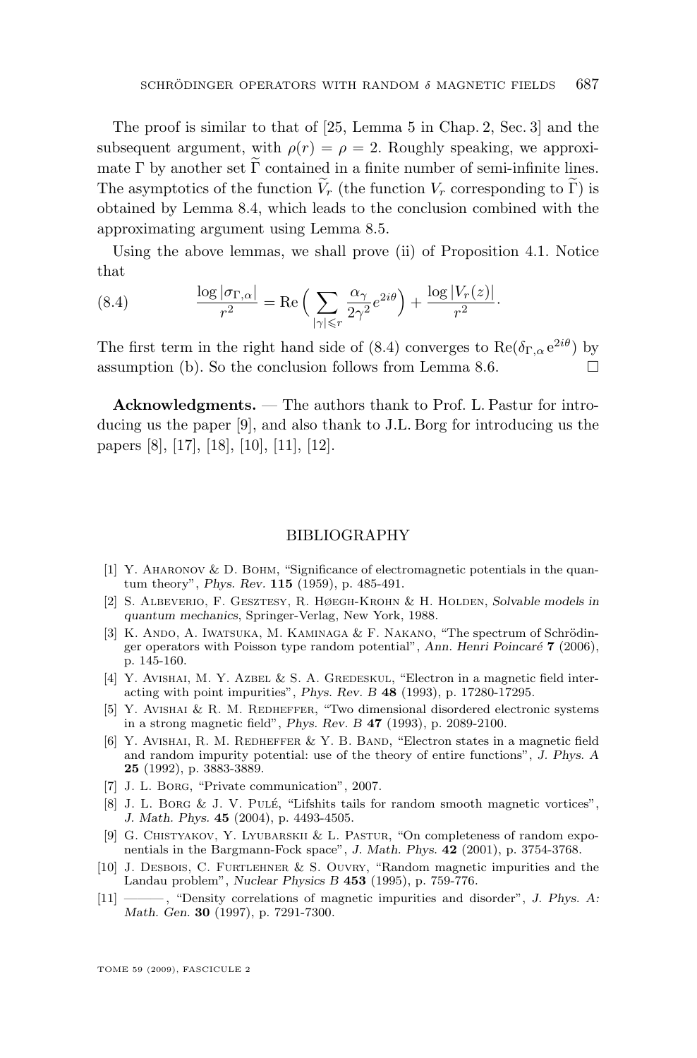The proof is similar to that of [25, Lemma 5 in Chap. 2, Sec. 3] and the subsequent argument, with $\rho(r) = \rho = 2$. Roughly speaking, we approximate $\Gamma$ by another set $\widetilde{\Gamma}$ contained in a finite number of semi-infinite lines. The asymptotics of the function $\widetilde{V}_r$ (the function $V_r$ corresponding to $\widetilde{\Gamma}$) is obtained by Lemma 8.4, which leads to the conclusion combined with the approximating argument using Lemma 8.5.

Using the above lemmas, we shall prove (ii) of Proposition 4.1. Notice that

$$\frac{\log|\sigma_{\Gamma,\alpha}|}{r^2} = \mathrm{Re}\Big(\sum_{|\gamma|\leqslant r} \frac{\alpha_\gamma}{2\gamma^2} e^{2i\theta}\Big) + \frac{\log|V_r(z)|}{r^2}. \tag{8.4}$$

The first term in the right hand side of (8.4) converges to $\mathrm{Re}(\delta_{\Gamma,\alpha}\, \mathrm{e}^{2i\theta})$ by assumption (b). So the conclusion follows from Lemma 8.6. □

**Acknowledgments.** — The authors thank to Prof. L. Pastur for introducing us the paper [9], and also thank to J.L. Borg for introducing us the papers [8], [17], [18], [10], [11], [12].

## BIBLIOGRAPHY

[1] Y. Aharonov & D. Bohm, "Significance of electromagnetic potentials in the quantum theory", *Phys. Rev.* **115** (1959), p. 485-491.

[2] S. Albeverio, F. Gesztesy, R. Høegh-Krohn & H. Holden, *Solvable models in quantum mechanics*, Springer-Verlag, New York, 1988.

[3] K. Ando, A. Iwatsuka, M. Kaminaga & F. Nakano, "The spectrum of Schrödinger operators with Poisson type random potential", *Ann. Henri Poincaré* **7** (2006), p. 145-160.

[4] Y. Avishai, M. Y. Azbel & S. A. Gredeskul, "Electron in a magnetic field interacting with point impurities", *Phys. Rev. B* **48** (1993), p. 17280-17295.

[5] Y. Avishai & R. M. Redheffer, "Two dimensional disordered electronic systems in a strong magnetic field", *Phys. Rev. B* **47** (1993), p. 2089-2100.

[6] Y. Avishai, R. M. Redheffer & Y. B. Band, "Electron states in a magnetic field and random impurity potential: use of the theory of entire functions", *J. Phys. A* **25** (1992), p. 3883-3889.

[7] J. L. Borg, "Private communication", 2007.

[8] J. L. Borg & J. V. Pulé, "Lifshits tails for random smooth magnetic vortices", *J. Math. Phys.* **45** (2004), p. 4493-4505.

[9] G. Chistyakov, Y. Lyubarskii & L. Pastur, "On completeness of random exponentials in the Bargmann-Fock space", *J. Math. Phys.* **42** (2001), p. 3754-3768.

[10] J. Desbois, C. Furtlehner & S. Ouvry, "Random magnetic impurities and the Landau problem", *Nuclear Physics B* **453** (1995), p. 759-776.

[11] ———, "Density correlations of magnetic impurities and disorder", *J. Phys. A: Math. Gen.* **30** (1997), p. 7291-7300.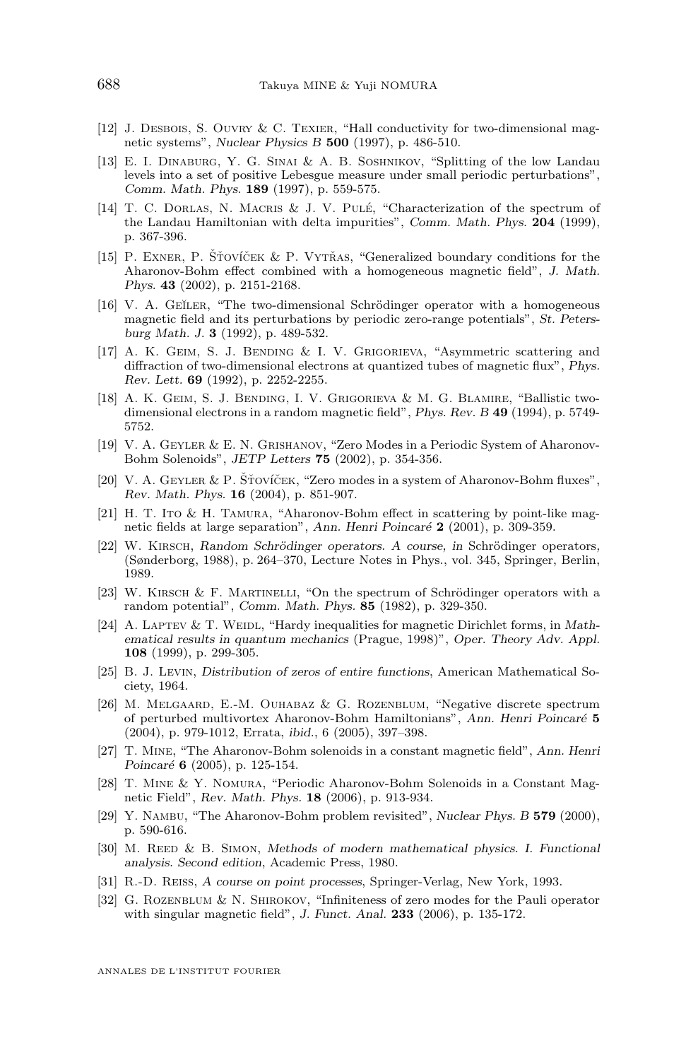[12] J. Desbois, S. Ouvry & C. Texier, "Hall conductivity for two-dimensional magnetic systems", *Nuclear Physics B* **500** (1997), p. 486-510.

[13] E. I. Dinaburg, Y. G. Sinai & A. B. Soshnikov, "Splitting of the low Landau levels into a set of positive Lebesgue measure under small periodic perturbations", *Comm. Math. Phys.* **189** (1997), p. 559-575.

[14] T. C. Dorlas, N. Macris & J. V. Pulé, "Characterization of the spectrum of the Landau Hamiltonian with delta impurities", *Comm. Math. Phys.* **204** (1999), p. 367-396.

[15] P. Exner, P. Šťovíček & P. Vytřas, "Generalized boundary conditions for the Aharonov-Bohm effect combined with a homogeneous magnetic field", *J. Math. Phys.* **43** (2002), p. 2151-2168.

[16] V. A. Geĭler, "The two-dimensional Schrödinger operator with a homogeneous magnetic field and its perturbations by periodic zero-range potentials", *St. Petersburg Math. J.* **3** (1992), p. 489-532.

[17] A. K. Geim, S. J. Bending & I. V. Grigorieva, "Asymmetric scattering and diffraction of two-dimensional electrons at quantized tubes of magnetic flux", *Phys. Rev. Lett.* **69** (1992), p. 2252-2255.

[18] A. K. Geim, S. J. Bending, I. V. Grigorieva & M. G. Blamire, "Ballistic two-dimensional electrons in a random magnetic field", *Phys. Rev. B* **49** (1994), p. 5749-5752.

[19] V. A. Geyler & E. N. Grishanov, "Zero Modes in a Periodic System of Aharonov-Bohm Solenoids", *JETP Letters* **75** (2002), p. 354-356.

[20] V. A. Geyler & P. Šťovíček, "Zero modes in a system of Aharonov-Bohm fluxes", *Rev. Math. Phys.* **16** (2004), p. 851-907.

[21] H. T. Ito & H. Tamura, "Aharonov-Bohm effect in scattering by point-like magnetic fields at large separation", *Ann. Henri Poincaré* **2** (2001), p. 309-359.

[22] W. Kirsch, *Random Schrödinger operators. A course, in* Schrödinger operators, (Sønderborg, 1988), p. 264–370, Lecture Notes in Phys., vol. 345, Springer, Berlin, 1989.

[23] W. Kirsch & F. Martinelli, "On the spectrum of Schrödinger operators with a random potential", *Comm. Math. Phys.* **85** (1982), p. 329-350.

[24] A. Laptev & T. Weidl, "Hardy inequalities for magnetic Dirichlet forms, in *Mathematical results in quantum mechanics* (Prague, 1998)", *Oper. Theory Adv. Appl.* **108** (1999), p. 299-305.

[25] B. J. Levin, *Distribution of zeros of entire functions*, American Mathematical Society, 1964.

[26] M. Melgaard, E.-M. Ouhabaz & G. Rozenblum, "Negative discrete spectrum of perturbed multivortex Aharonov-Bohm Hamiltonians", *Ann. Henri Poincaré* **5** (2004), p. 979-1012, Errata, *ibid.*, 6 (2005), 397–398.

[27] T. Mine, "The Aharonov-Bohm solenoids in a constant magnetic field", *Ann. Henri Poincaré* **6** (2005), p. 125-154.

[28] T. Mine & Y. Nomura, "Periodic Aharonov-Bohm Solenoids in a Constant Magnetic Field", *Rev. Math. Phys.* **18** (2006), p. 913-934.

[29] Y. Nambu, "The Aharonov-Bohm problem revisited", *Nuclear Phys. B* **579** (2000), p. 590-616.

[30] M. Reed & B. Simon, *Methods of modern mathematical physics. I. Functional analysis. Second edition*, Academic Press, 1980.

[31] R.-D. Reiss, *A course on point processes*, Springer-Verlag, New York, 1993.

[32] G. Rozenblum & N. Shirokov, "Infiniteness of zero modes for the Pauli operator with singular magnetic field", *J. Funct. Anal.* **233** (2006), p. 135-172.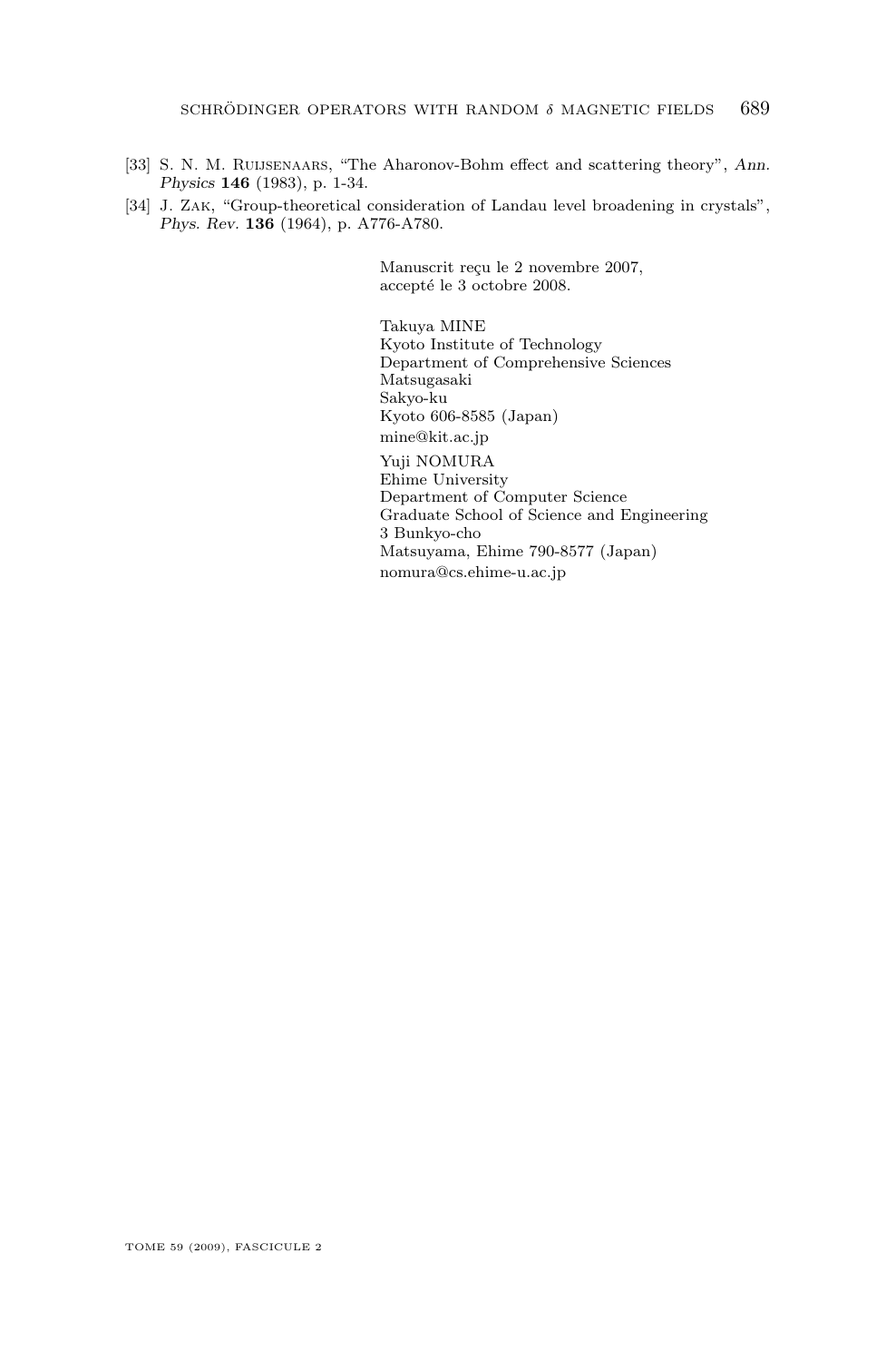[33] S. N. M. Ruijsenaars, "The Aharonov-Bohm effect and scattering theory", *Ann. Physics* **146** (1983), p. 1-34.

[34] J. Zak, "Group-theoretical consideration of Landau level broadening in crystals", *Phys. Rev.* **136** (1964), p. A776-A780.

Manuscrit reçu le 2 novembre 2007,
accepté le 3 octobre 2008.

Takuya MINE
Kyoto Institute of Technology
Department of Comprehensive Sciences
Matsugasaki
Sakyo-ku
Kyoto 606-8585 (Japan)
mine@kit.ac.jp

Yuji NOMURA
Ehime University
Department of Computer Science
Graduate School of Science and Engineering
3 Bunkyo-cho
Matsuyama, Ehime 790-8577 (Japan)
nomura@cs.ehime-u.ac.jp